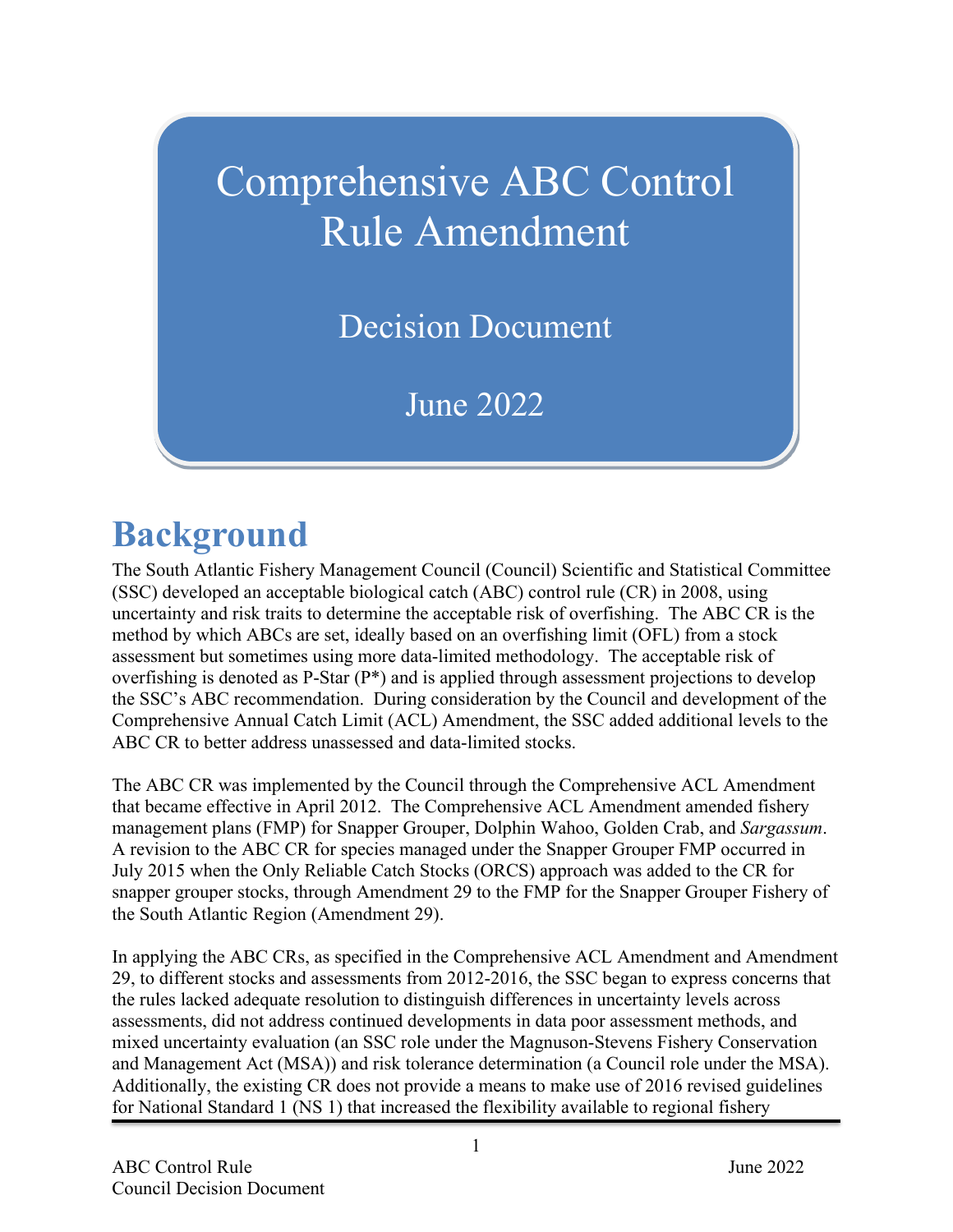# Comprehensive ABC Control Rule Amendment

## Decision Document

## June 2022

# Background

The South Atlantic Fishery Management Council (Council) Scientific and Statistical Committee (SSC) developed an acceptable biological catch (ABC) control rule (CR) in 2008, using uncertainty and risk traits to determine the acceptable risk of overfishing. The ABC CR is the method by which ABCs are set, ideally based on an overfishing limit (OFL) from a stock assessment but sometimes using more data-limited methodology. The acceptable risk of overfishing is denoted as P-Star (P*) and is applied through assessment projections to develop the SSC's ABC recommendation. During consideration by the Council and development of the Comprehensive Annual Catch Limit (ACL) Amendment, the SSC added additional levels to the ABC CR to better address unassessed and data-limited stocks.

The ABC CR was implemented by the Council through the Comprehensive ACL Amendment that became effective in April 2012. The Comprehensive ACL Amendment amended fishery management plans (FMP) for Snapper Grouper, Dolphin Wahoo, Golden Crab, and *Sargassum*. A revision to the ABC CR for species managed under the Snapper Grouper FMP occurred in July 2015 when the Only Reliable Catch Stocks (ORCS) approach was added to the CR for snapper grouper stocks, through Amendment 29 to the FMP for the Snapper Grouper Fishery of the South Atlantic Region (Amendment 29).

In applying the ABC CRs, as specified in the Comprehensive ACL Amendment and Amendment 29, to different stocks and assessments from 2012-2016, the SSC began to express concerns that the rules lacked adequate resolution to distinguish differences in uncertainty levels across assessments, did not address continued developments in data poor assessment methods, and mixed uncertainty evaluation (an SSC role under the Magnuson-Stevens Fishery Conservation and Management Act (MSA)) and risk tolerance determination (a Council role under the MSA). Additionally, the existing CR does not provide a means to make use of 2016 revised guidelines for National Standard 1 (NS 1) that increased the flexibility available to regional fishery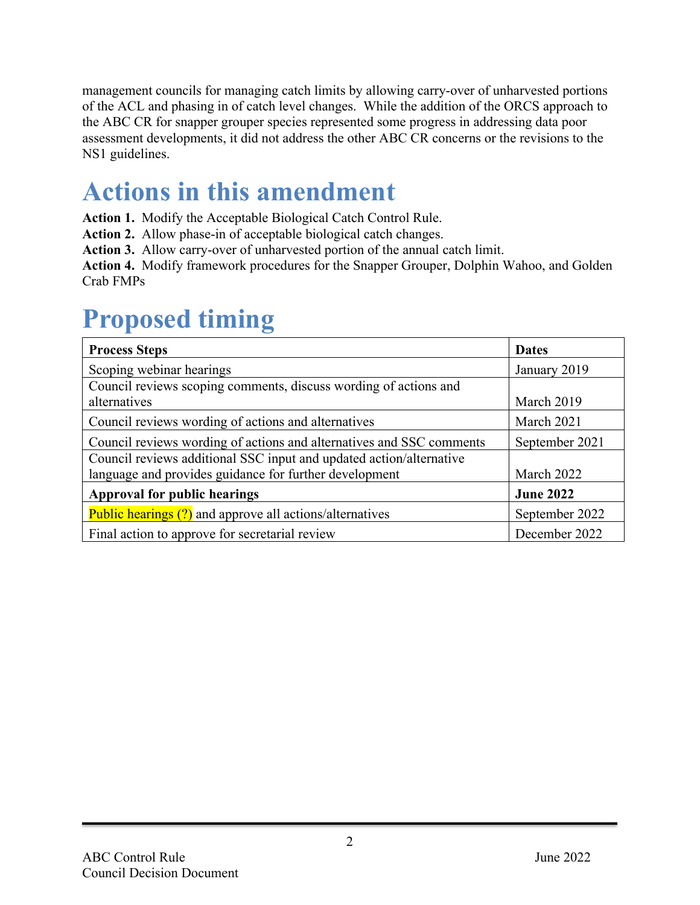management councils for managing catch limits by allowing carry-over of unharvested portions of the ACL and phasing in of catch level changes. While the addition of the ORCS approach to the ABC CR for snapper grouper species represented some progress in addressing data poor assessment developments, it did not address the other ABC CR concerns or the revisions to the NS1 guidelines.

# Actions in this amendment

**Action 1.** Modify the Acceptable Biological Catch Control Rule.
**Action 2.** Allow phase-in of acceptable biological catch changes.
**Action 3.** Allow carry-over of unharvested portion of the annual catch limit.
**Action 4.** Modify framework procedures for the Snapper Grouper, Dolphin Wahoo, and Golden Crab FMPs

# Proposed timing

| **Process Steps** | **Dates** |
| --- | --- |
| Scoping webinar hearings | January 2019 |
| Council reviews scoping comments, discuss wording of actions and alternatives | March 2019 |
| Council reviews wording of actions and alternatives | March 2021 |
| Council reviews wording of actions and alternatives and SSC comments | September 2021 |
| Council reviews additional SSC input and updated action/alternative language and provides guidance for further development | March 2022 |
| **Approval for public hearings** | **June 2022** |
| Public hearings (?) and approve all actions/alternatives | September 2022 |
| Final action to approve for secretarial review | December 2022 |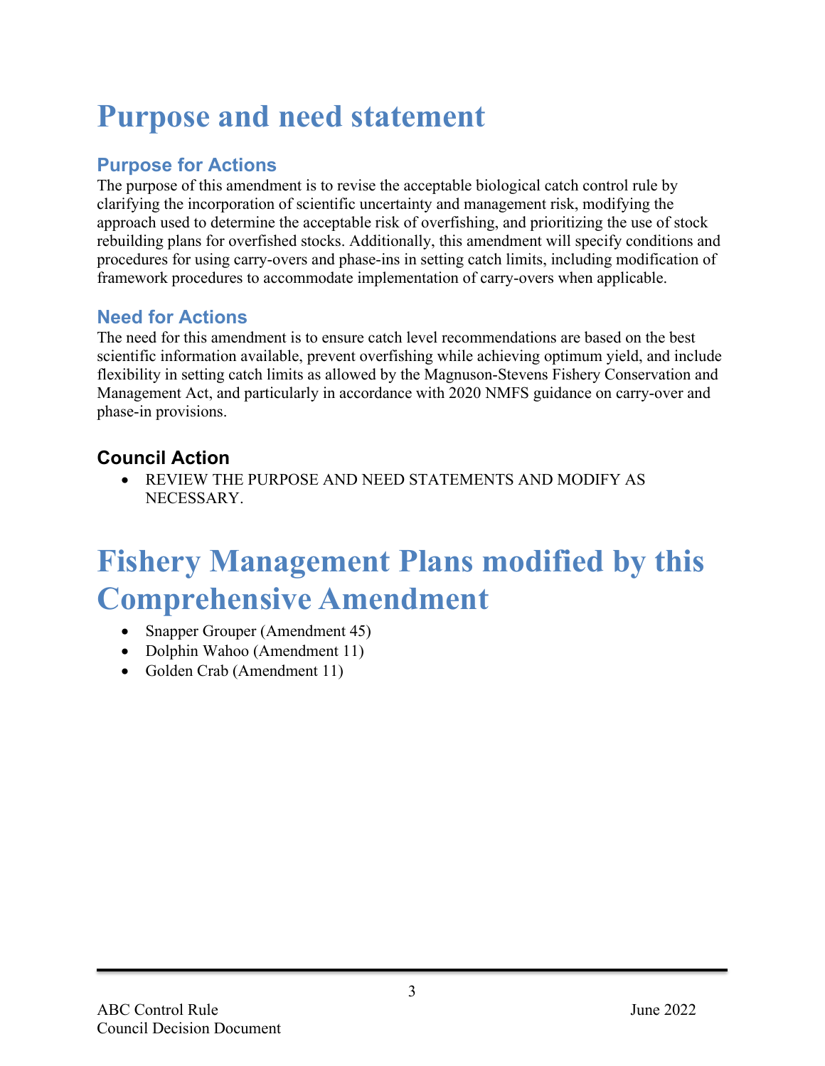# Purpose and need statement

## Purpose for Actions

The purpose of this amendment is to revise the acceptable biological catch control rule by clarifying the incorporation of scientific uncertainty and management risk, modifying the approach used to determine the acceptable risk of overfishing, and prioritizing the use of stock rebuilding plans for overfished stocks. Additionally, this amendment will specify conditions and procedures for using carry-overs and phase-ins in setting catch limits, including modification of framework procedures to accommodate implementation of carry-overs when applicable.

## Need for Actions

The need for this amendment is to ensure catch level recommendations are based on the best scientific information available, prevent overfishing while achieving optimum yield, and include flexibility in setting catch limits as allowed by the Magnuson-Stevens Fishery Conservation and Management Act, and particularly in accordance with 2020 NMFS guidance on carry-over and phase-in provisions.

### Council Action

- REVIEW THE PURPOSE AND NEED STATEMENTS AND MODIFY AS NECESSARY.

# Fishery Management Plans modified by this Comprehensive Amendment

- Snapper Grouper (Amendment 45)
- Dolphin Wahoo (Amendment 11)
- Golden Crab (Amendment 11)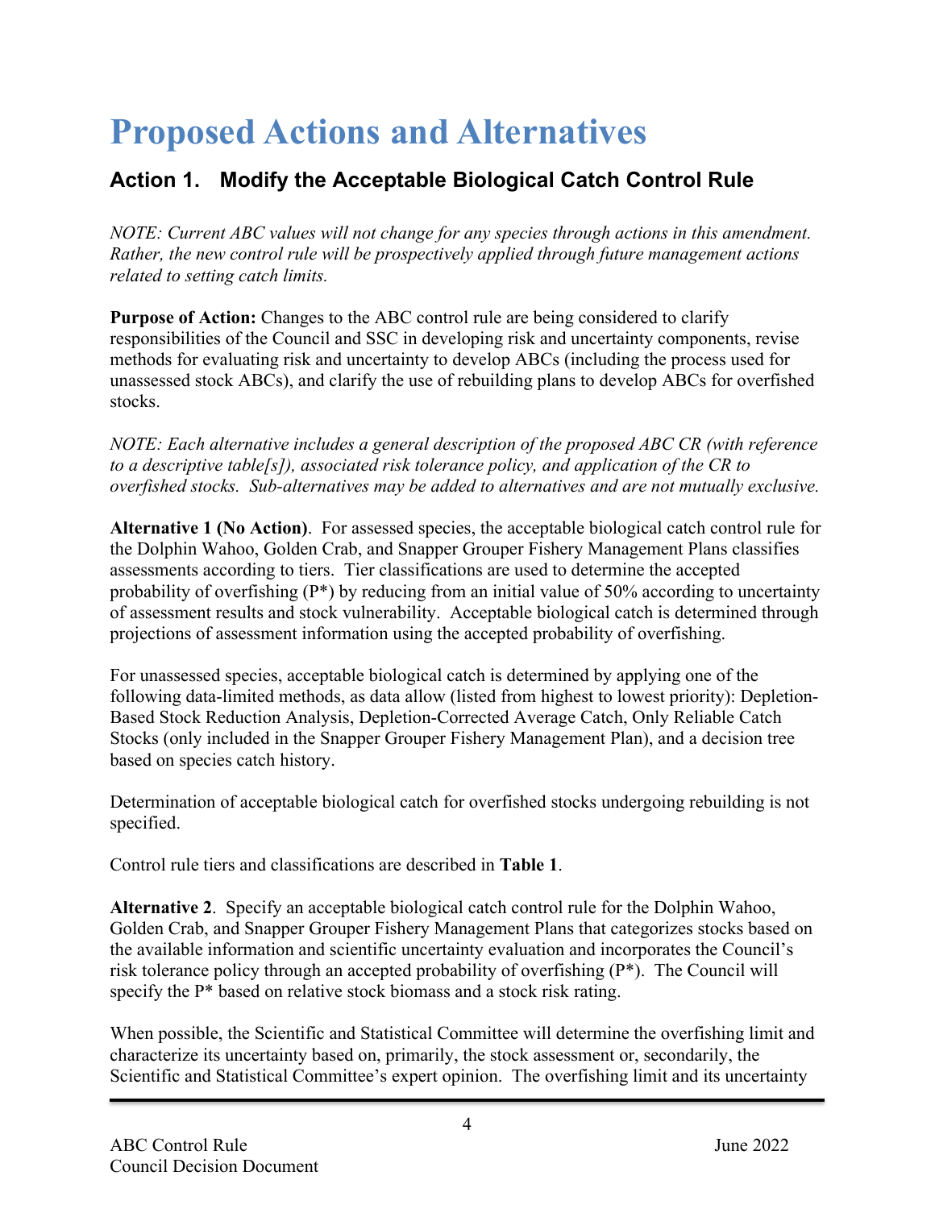# Proposed Actions and Alternatives

## Action 1. Modify the Acceptable Biological Catch Control Rule

*NOTE: Current ABC values will not change for any species through actions in this amendment. Rather, the new control rule will be prospectively applied through future management actions related to setting catch limits.*

**Purpose of Action:** Changes to the ABC control rule are being considered to clarify responsibilities of the Council and SSC in developing risk and uncertainty components, revise methods for evaluating risk and uncertainty to develop ABCs (including the process used for unassessed stock ABCs), and clarify the use of rebuilding plans to develop ABCs for overfished stocks.

*NOTE: Each alternative includes a general description of the proposed ABC CR (with reference to a descriptive table[s]), associated risk tolerance policy, and application of the CR to overfished stocks. Sub-alternatives may be added to alternatives and are not mutually exclusive.*

**Alternative 1 (No Action)**. For assessed species, the acceptable biological catch control rule for the Dolphin Wahoo, Golden Crab, and Snapper Grouper Fishery Management Plans classifies assessments according to tiers. Tier classifications are used to determine the accepted probability of overfishing (P*) by reducing from an initial value of 50% according to uncertainty of assessment results and stock vulnerability. Acceptable biological catch is determined through projections of assessment information using the accepted probability of overfishing.

For unassessed species, acceptable biological catch is determined by applying one of the following data-limited methods, as data allow (listed from highest to lowest priority): Depletion-Based Stock Reduction Analysis, Depletion-Corrected Average Catch, Only Reliable Catch Stocks (only included in the Snapper Grouper Fishery Management Plan), and a decision tree based on species catch history.

Determination of acceptable biological catch for overfished stocks undergoing rebuilding is not specified.

Control rule tiers and classifications are described in **Table 1**.

**Alternative 2**. Specify an acceptable biological catch control rule for the Dolphin Wahoo, Golden Crab, and Snapper Grouper Fishery Management Plans that categorizes stocks based on the available information and scientific uncertainty evaluation and incorporates the Council's risk tolerance policy through an accepted probability of overfishing (P*). The Council will specify the P* based on relative stock biomass and a stock risk rating.

When possible, the Scientific and Statistical Committee will determine the overfishing limit and characterize its uncertainty based on, primarily, the stock assessment or, secondarily, the Scientific and Statistical Committee's expert opinion. The overfishing limit and its uncertainty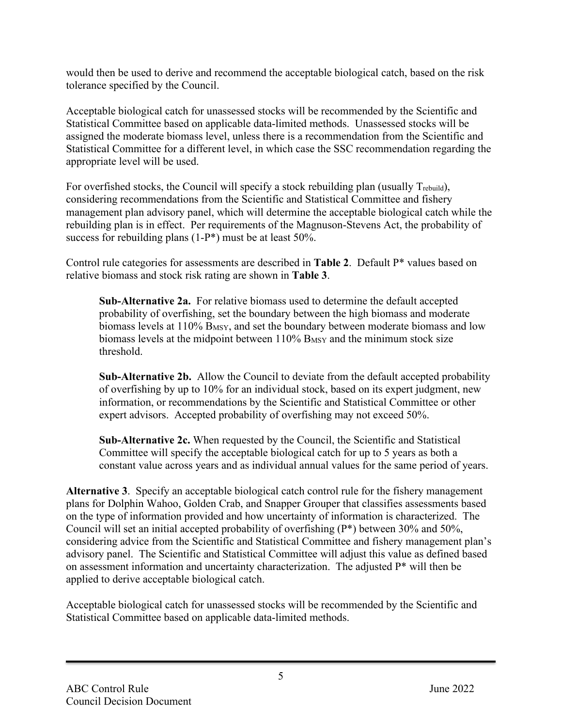would then be used to derive and recommend the acceptable biological catch, based on the risk tolerance specified by the Council.

Acceptable biological catch for unassessed stocks will be recommended by the Scientific and Statistical Committee based on applicable data-limited methods. Unassessed stocks will be assigned the moderate biomass level, unless there is a recommendation from the Scientific and Statistical Committee for a different level, in which case the SSC recommendation regarding the appropriate level will be used.

For overfished stocks, the Council will specify a stock rebuilding plan (usually $T_{rebuild}$), considering recommendations from the Scientific and Statistical Committee and fishery management plan advisory panel, which will determine the acceptable biological catch while the rebuilding plan is in effect. Per requirements of the Magnuson-Stevens Act, the probability of success for rebuilding plans (1-P*) must be at least 50%.

Control rule categories for assessments are described in **Table 2**. Default P* values based on relative biomass and stock risk rating are shown in **Table 3**.

> **Sub-Alternative 2a.** For relative biomass used to determine the default accepted probability of overfishing, set the boundary between the high biomass and moderate biomass levels at 110% $B_{MSY}$, and set the boundary between moderate biomass and low biomass levels at the midpoint between 110% $B_{MSY}$ and the minimum stock size threshold.
>
> **Sub-Alternative 2b.** Allow the Council to deviate from the default accepted probability of overfishing by up to 10% for an individual stock, based on its expert judgment, new information, or recommendations by the Scientific and Statistical Committee or other expert advisors. Accepted probability of overfishing may not exceed 50%.
>
> **Sub-Alternative 2c.** When requested by the Council, the Scientific and Statistical Committee will specify the acceptable biological catch for up to 5 years as both a constant value across years and as individual annual values for the same period of years.

**Alternative 3**. Specify an acceptable biological catch control rule for the fishery management plans for Dolphin Wahoo, Golden Crab, and Snapper Grouper that classifies assessments based on the type of information provided and how uncertainty of information is characterized. The Council will set an initial accepted probability of overfishing (P*) between 30% and 50%, considering advice from the Scientific and Statistical Committee and fishery management plan's advisory panel. The Scientific and Statistical Committee will adjust this value as defined based on assessment information and uncertainty characterization. The adjusted P* will then be applied to derive acceptable biological catch.

Acceptable biological catch for unassessed stocks will be recommended by the Scientific and Statistical Committee based on applicable data-limited methods.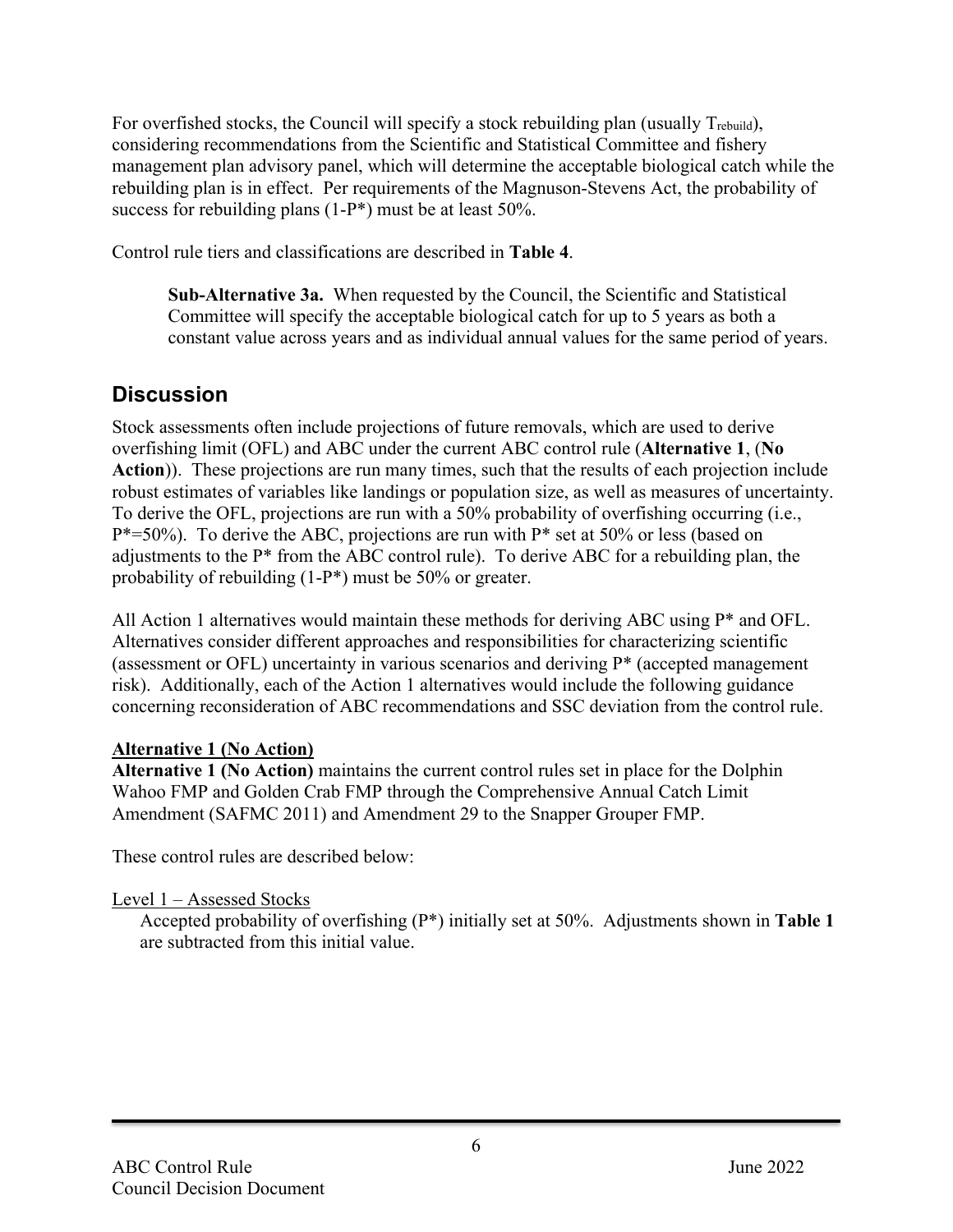For overfished stocks, the Council will specify a stock rebuilding plan (usually $T_{rebuild}$), considering recommendations from the Scientific and Statistical Committee and fishery management plan advisory panel, which will determine the acceptable biological catch while the rebuilding plan is in effect. Per requirements of the Magnuson-Stevens Act, the probability of success for rebuilding plans (1-P*) must be at least 50%.

Control rule tiers and classifications are described in **Table 4**.

> **Sub-Alternative 3a.** When requested by the Council, the Scientific and Statistical Committee will specify the acceptable biological catch for up to 5 years as both a constant value across years and as individual annual values for the same period of years.

## Discussion

Stock assessments often include projections of future removals, which are used to derive overfishing limit (OFL) and ABC under the current ABC control rule (**Alternative 1**, (**No Action**)). These projections are run many times, such that the results of each projection include robust estimates of variables like landings or population size, as well as measures of uncertainty. To derive the OFL, projections are run with a 50% probability of overfishing occurring (i.e., P*=50%). To derive the ABC, projections are run with P* set at 50% or less (based on adjustments to the P* from the ABC control rule). To derive ABC for a rebuilding plan, the probability of rebuilding (1-P*) must be 50% or greater.

All Action 1 alternatives would maintain these methods for deriving ABC using P* and OFL. Alternatives consider different approaches and responsibilities for characterizing scientific (assessment or OFL) uncertainty in various scenarios and deriving P* (accepted management risk). Additionally, each of the Action 1 alternatives would include the following guidance concerning reconsideration of ABC recommendations and SSC deviation from the control rule.

**Alternative 1 (No Action)**

**Alternative 1 (No Action)** maintains the current control rules set in place for the Dolphin Wahoo FMP and Golden Crab FMP through the Comprehensive Annual Catch Limit Amendment (SAFMC 2011) and Amendment 29 to the Snapper Grouper FMP.

These control rules are described below:

Level 1 – Assessed Stocks

Accepted probability of overfishing (P*) initially set at 50%. Adjustments shown in **Table 1** are subtracted from this initial value.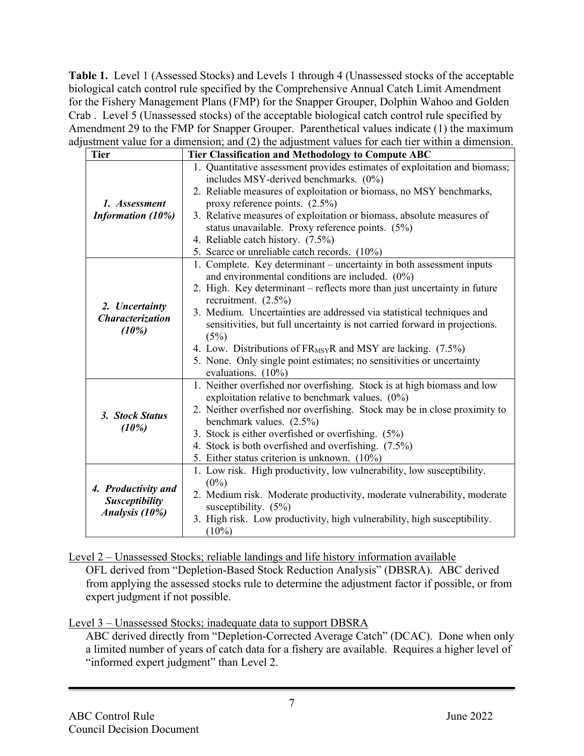**Table 1.** Level 1 (Assessed Stocks) and Levels 1 through 4 (Unassessed stocks of the acceptable biological catch control rule specified by the Comprehensive Annual Catch Limit Amendment for the Fishery Management Plans (FMP) for the Snapper Grouper, Dolphin Wahoo and Golden Crab . Level 5 (Unassessed stocks) of the acceptable biological catch control rule specified by Amendment 29 to the FMP for Snapper Grouper. Parenthetical values indicate (1) the maximum adjustment value for a dimension; and (2) the adjustment values for each tier within a dimension.

| Tier | Tier Classification and Methodology to Compute ABC |
|---|---|
| ***1. Assessment Information (10%)*** | 1. Quantitative assessment provides estimates of exploitation and biomass; includes MSY-derived benchmarks. (0%)<br>2. Reliable measures of exploitation or biomass, no MSY benchmarks, proxy reference points. (2.5%)<br>3. Relative measures of exploitation or biomass, absolute measures of status unavailable. Proxy reference points. (5%)<br>4. Reliable catch history. (7.5%)<br>5. Scarce or unreliable catch records. (10%) |
| ***2. Uncertainty Characterization (10%)*** | 1. Complete. Key determinant – uncertainty in both assessment inputs and environmental conditions are included. (0%)<br>2. High. Key determinant – reflects more than just uncertainty in future recruitment. (2.5%)<br>3. Medium. Uncertainties are addressed via statistical techniques and sensitivities, but full uncertainty is not carried forward in projections. (5%)<br>4. Low. Distributions of $FR_{MSY}R$ and MSY are lacking. (7.5%)<br>5. None. Only single point estimates; no sensitivities or uncertainty evaluations. (10%) |
| ***3. Stock Status (10%)*** | 1. Neither overfished nor overfishing. Stock is at high biomass and low exploitation relative to benchmark values. (0%)<br>2. Neither overfished nor overfishing. Stock may be in close proximity to benchmark values. (2.5%)<br>3. Stock is either overfished or overfishing. (5%)<br>4. Stock is both overfished and overfishing. (7.5%)<br>5. Either status criterion is unknown. (10%) |
| ***4. Productivity and Susceptibility Analysis (10%)*** | 1. Low risk. High productivity, low vulnerability, low susceptibility. (0%)<br>2. Medium risk. Moderate productivity, moderate vulnerability, moderate susceptibility. (5%)<br>3. High risk. Low productivity, high vulnerability, high susceptibility. (10%) |

Level 2 – Unassessed Stocks; reliable landings and life history information available

OFL derived from "Depletion-Based Stock Reduction Analysis" (DBSRA). ABC derived from applying the assessed stocks rule to determine the adjustment factor if possible, or from expert judgment if not possible.

Level 3 – Unassessed Stocks; inadequate data to support DBSRA

ABC derived directly from "Depletion-Corrected Average Catch" (DCAC). Done when only a limited number of years of catch data for a fishery are available. Requires a higher level of "informed expert judgment" than Level 2.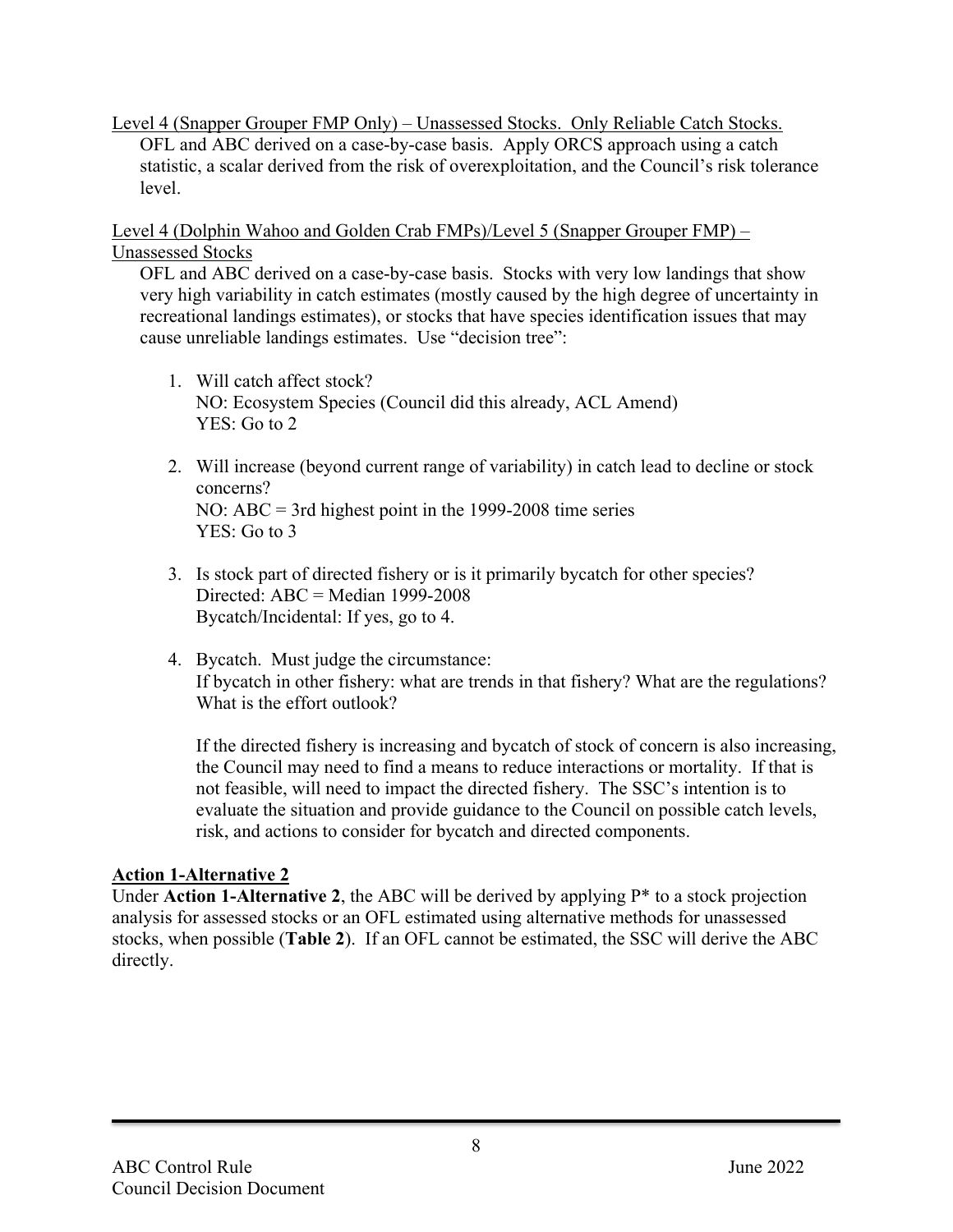Level 4 (Snapper Grouper FMP Only) – Unassessed Stocks. Only Reliable Catch Stocks.

OFL and ABC derived on a case-by-case basis. Apply ORCS approach using a catch statistic, a scalar derived from the risk of overexploitation, and the Council's risk tolerance level.

Level 4 (Dolphin Wahoo and Golden Crab FMPs)/Level 5 (Snapper Grouper FMP) – Unassessed Stocks

OFL and ABC derived on a case-by-case basis. Stocks with very low landings that show very high variability in catch estimates (mostly caused by the high degree of uncertainty in recreational landings estimates), or stocks that have species identification issues that may cause unreliable landings estimates. Use "decision tree":

1. Will catch affect stock?
   NO: Ecosystem Species (Council did this already, ACL Amend)
   YES: Go to 2

2. Will increase (beyond current range of variability) in catch lead to decline or stock concerns?
   NO: ABC = 3rd highest point in the 1999-2008 time series
   YES: Go to 3

3. Is stock part of directed fishery or is it primarily bycatch for other species?
   Directed: ABC = Median 1999-2008
   Bycatch/Incidental: If yes, go to 4.

4. Bycatch. Must judge the circumstance:
   If bycatch in other fishery: what are trends in that fishery? What are the regulations? What is the effort outlook?

   If the directed fishery is increasing and bycatch of stock of concern is also increasing, the Council may need to find a means to reduce interactions or mortality. If that is not feasible, will need to impact the directed fishery. The SSC's intention is to evaluate the situation and provide guidance to the Council on possible catch levels, risk, and actions to consider for bycatch and directed components.

**Action 1-Alternative 2**

Under **Action 1-Alternative 2**, the ABC will be derived by applying P* to a stock projection analysis for assessed stocks or an OFL estimated using alternative methods for unassessed stocks, when possible (**Table 2**). If an OFL cannot be estimated, the SSC will derive the ABC directly.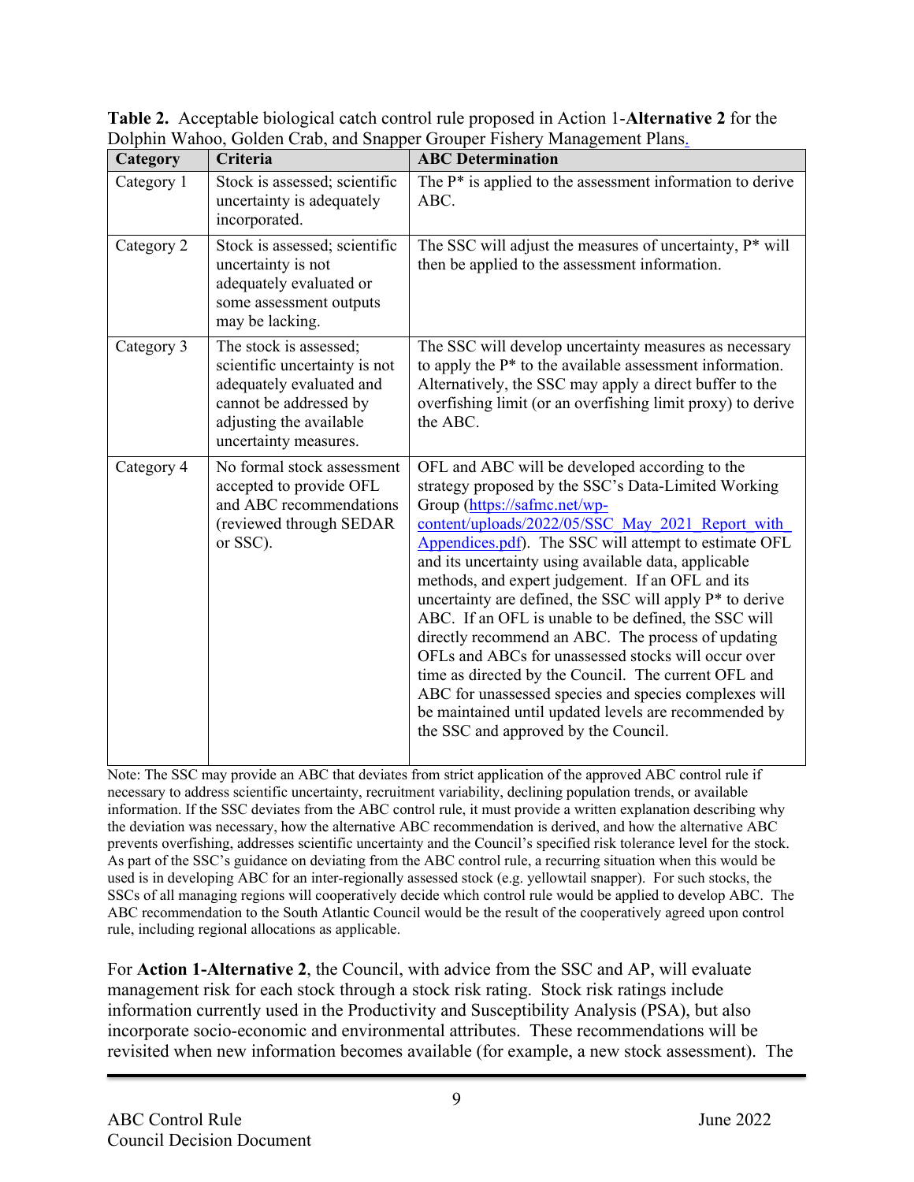**Table 2.** Acceptable biological catch control rule proposed in Action 1-**Alternative 2** for the Dolphin Wahoo, Golden Crab, and Snapper Grouper Fishery Management Plans.

| Category | Criteria | ABC Determination |
|---|---|---|
| Category 1 | Stock is assessed; scientific uncertainty is adequately incorporated. | The P* is applied to the assessment information to derive ABC. |
| Category 2 | Stock is assessed; scientific uncertainty is not adequately evaluated or some assessment outputs may be lacking. | The SSC will adjust the measures of uncertainty, P* will then be applied to the assessment information. |
| Category 3 | The stock is assessed; scientific uncertainty is not adequately evaluated and cannot be addressed by adjusting the available uncertainty measures. | The SSC will develop uncertainty measures as necessary to apply the P* to the available assessment information. Alternatively, the SSC may apply a direct buffer to the overfishing limit (or an overfishing limit proxy) to derive the ABC. |
| Category 4 | No formal stock assessment accepted to provide OFL and ABC recommendations (reviewed through SEDAR or SSC). | OFL and ABC will be developed according to the strategy proposed by the SSC's Data-Limited Working Group (https://safmc.net/wp-content/uploads/2022/05/SSC_May_2021_Report_with_Appendices.pdf). The SSC will attempt to estimate OFL and its uncertainty using available data, applicable methods, and expert judgement. If an OFL and its uncertainty are defined, the SSC will apply P* to derive ABC. If an OFL is unable to be defined, the SSC will directly recommend an ABC. The process of updating OFLs and ABCs for unassessed stocks will occur over time as directed by the Council. The current OFL and ABC for unassessed species and species complexes will be maintained until updated levels are recommended by the SSC and approved by the Council. |

Note: The SSC may provide an ABC that deviates from strict application of the approved ABC control rule if necessary to address scientific uncertainty, recruitment variability, declining population trends, or available information. If the SSC deviates from the ABC control rule, it must provide a written explanation describing why the deviation was necessary, how the alternative ABC recommendation is derived, and how the alternative ABC prevents overfishing, addresses scientific uncertainty and the Council's specified risk tolerance level for the stock. As part of the SSC's guidance on deviating from the ABC control rule, a recurring situation when this would be used is in developing ABC for an inter-regionally assessed stock (e.g. yellowtail snapper). For such stocks, the SSCs of all managing regions will cooperatively decide which control rule would be applied to develop ABC. The ABC recommendation to the South Atlantic Council would be the result of the cooperatively agreed upon control rule, including regional allocations as applicable.

For **Action 1-Alternative 2**, the Council, with advice from the SSC and AP, will evaluate management risk for each stock through a stock risk rating. Stock risk ratings include information currently used in the Productivity and Susceptibility Analysis (PSA), but also incorporate socio-economic and environmental attributes. These recommendations will be revisited when new information becomes available (for example, a new stock assessment). The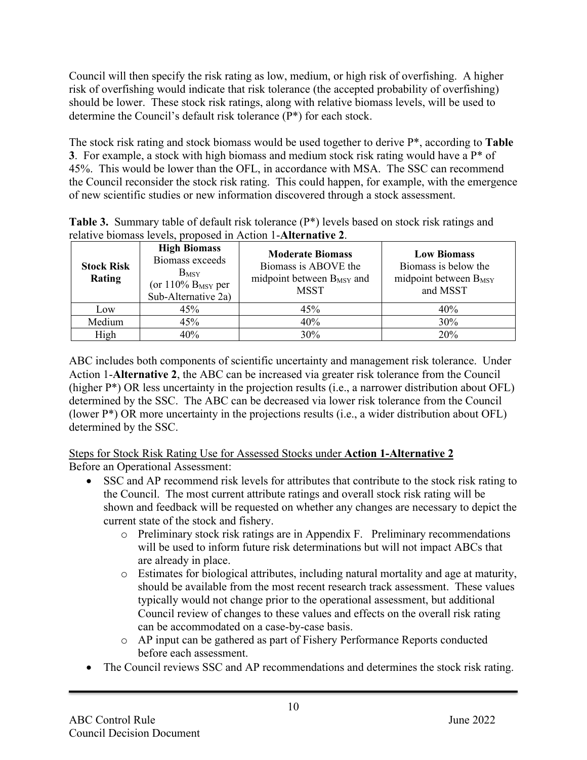Council will then specify the risk rating as low, medium, or high risk of overfishing. A higher risk of overfishing would indicate that risk tolerance (the accepted probability of overfishing) should be lower. These stock risk ratings, along with relative biomass levels, will be used to determine the Council's default risk tolerance (P*) for each stock.

The stock risk rating and stock biomass would be used together to derive P*, according to **Table 3**. For example, a stock with high biomass and medium stock risk rating would have a P* of 45%. This would be lower than the OFL, in accordance with MSA. The SSC can recommend the Council reconsider the stock risk rating. This could happen, for example, with the emergence of new scientific studies or new information discovered through a stock assessment.

**Table 3.** Summary table of default risk tolerance (P*) levels based on stock risk ratings and relative biomass levels, proposed in Action 1-**Alternative 2**.

| **Stock Risk Rating** | **High Biomass** Biomass exceeds $B_{MSY}$ (or 110% $B_{MSY}$ per Sub-Alternative 2a) | **Moderate Biomass** Biomass is ABOVE the midpoint between $B_{MSY}$ and MSST | **Low Biomass** Biomass is below the midpoint between $B_{MSY}$ and MSST |
|---|---|---|---|
| Low | 45% | 45% | 40% |
| Medium | 45% | 40% | 30% |
| High | 40% | 30% | 20% |

ABC includes both components of scientific uncertainty and management risk tolerance. Under Action 1-**Alternative 2**, the ABC can be increased via greater risk tolerance from the Council (higher P*) OR less uncertainty in the projection results (i.e., a narrower distribution about OFL) determined by the SSC. The ABC can be decreased via lower risk tolerance from the Council (lower P*) OR more uncertainty in the projections results (i.e., a wider distribution about OFL) determined by the SSC.

Steps for Stock Risk Rating Use for Assessed Stocks under **Action 1-Alternative 2**

Before an Operational Assessment:

- SSC and AP recommend risk levels for attributes that contribute to the stock risk rating to the Council. The most current attribute ratings and overall stock risk rating will be shown and feedback will be requested on whether any changes are necessary to depict the current state of the stock and fishery.
    - Preliminary stock risk ratings are in Appendix F. Preliminary recommendations will be used to inform future risk determinations but will not impact ABCs that are already in place.
    - Estimates for biological attributes, including natural mortality and age at maturity, should be available from the most recent research track assessment. These values typically would not change prior to the operational assessment, but additional Council review of changes to these values and effects on the overall risk rating can be accommodated on a case-by-case basis.
    - AP input can be gathered as part of Fishery Performance Reports conducted before each assessment.
- The Council reviews SSC and AP recommendations and determines the stock risk rating.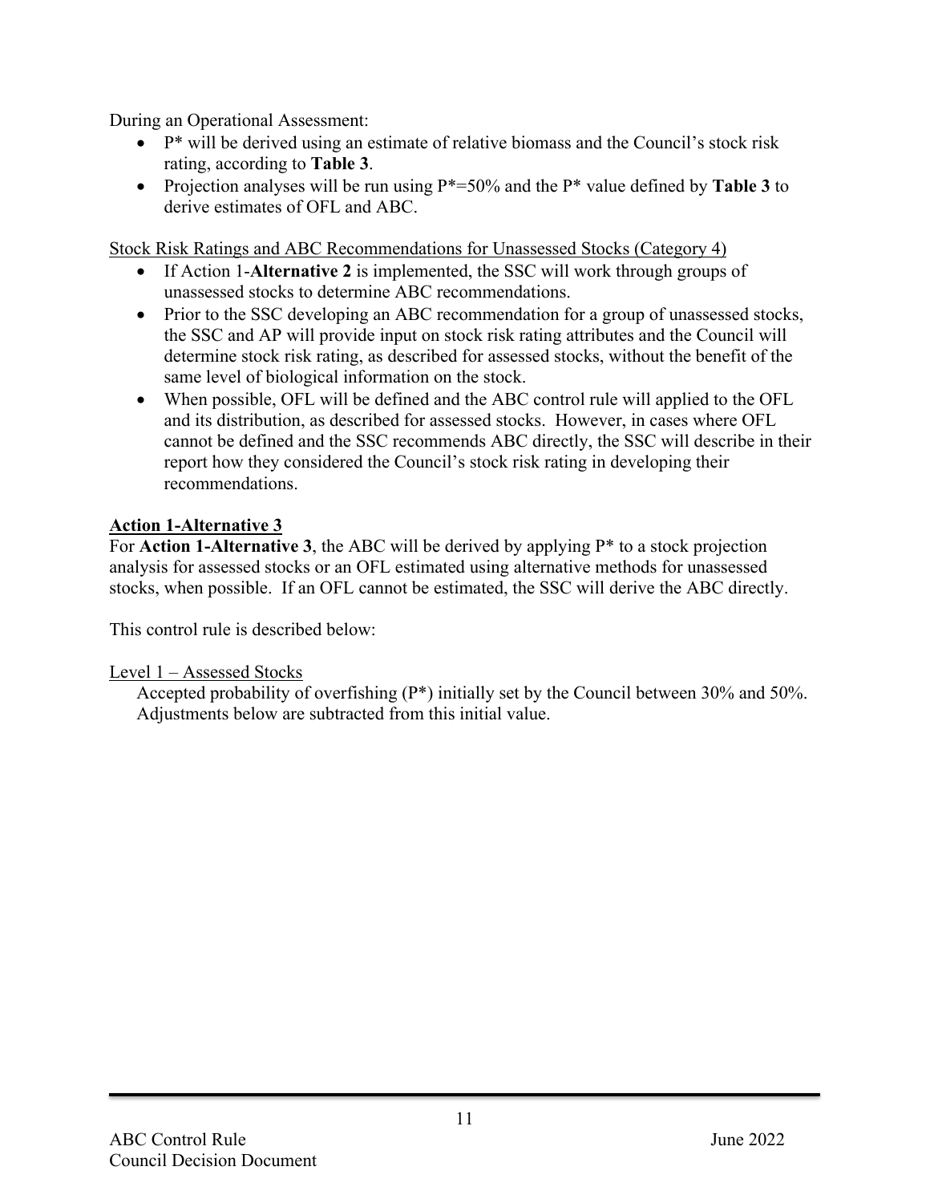During an Operational Assessment:

- P* will be derived using an estimate of relative biomass and the Council's stock risk rating, according to **Table 3**.
- Projection analyses will be run using P*=50% and the P* value defined by **Table 3** to derive estimates of OFL and ABC.

Stock Risk Ratings and ABC Recommendations for Unassessed Stocks (Category 4)

- If Action 1-**Alternative 2** is implemented, the SSC will work through groups of unassessed stocks to determine ABC recommendations.
- Prior to the SSC developing an ABC recommendation for a group of unassessed stocks, the SSC and AP will provide input on stock risk rating attributes and the Council will determine stock risk rating, as described for assessed stocks, without the benefit of the same level of biological information on the stock.
- When possible, OFL will be defined and the ABC control rule will applied to the OFL and its distribution, as described for assessed stocks. However, in cases where OFL cannot be defined and the SSC recommends ABC directly, the SSC will describe in their report how they considered the Council's stock risk rating in developing their recommendations.

**Action 1-Alternative 3**

For **Action 1-Alternative 3**, the ABC will be derived by applying P* to a stock projection analysis for assessed stocks or an OFL estimated using alternative methods for unassessed stocks, when possible. If an OFL cannot be estimated, the SSC will derive the ABC directly.

This control rule is described below:

Level 1 – Assessed Stocks

Accepted probability of overfishing (P*) initially set by the Council between 30% and 50%. Adjustments below are subtracted from this initial value.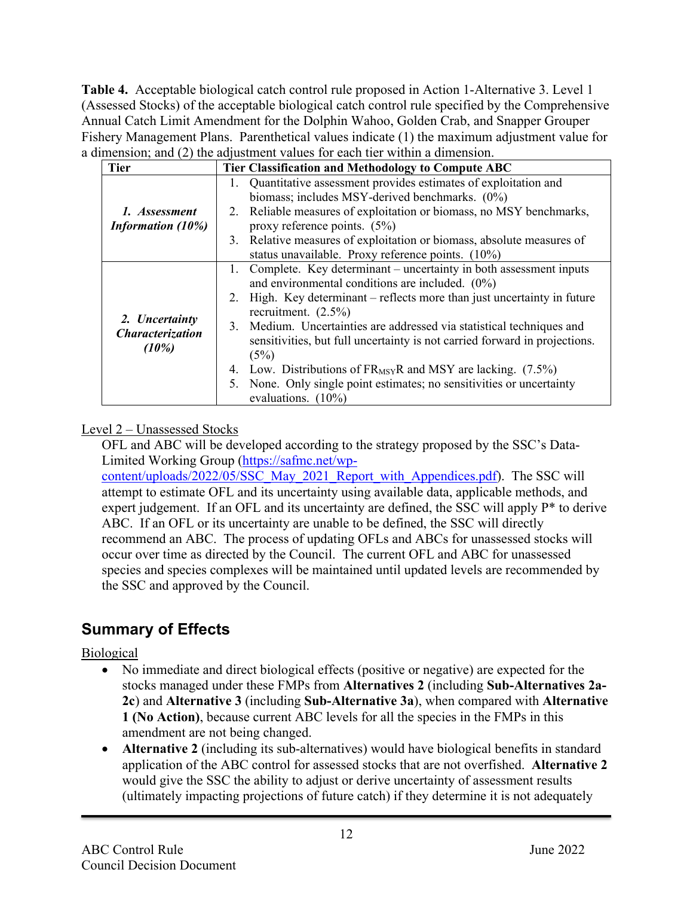**Table 4.** Acceptable biological catch control rule proposed in Action 1-Alternative 3. Level 1 (Assessed Stocks) of the acceptable biological catch control rule specified by the Comprehensive Annual Catch Limit Amendment for the Dolphin Wahoo, Golden Crab, and Snapper Grouper Fishery Management Plans. Parenthetical values indicate (1) the maximum adjustment value for a dimension; and (2) the adjustment values for each tier within a dimension.

| Tier | Tier Classification and Methodology to Compute ABC |
|---|---|
| ***1. Assessment Information (10%)*** | 1. Quantitative assessment provides estimates of exploitation and biomass; includes MSY-derived benchmarks. (0%)<br>2. Reliable measures of exploitation or biomass, no MSY benchmarks, proxy reference points. (5%)<br>3. Relative measures of exploitation or biomass, absolute measures of status unavailable. Proxy reference points. (10%) |
| ***2. Uncertainty Characterization (10%)*** | 1. Complete. Key determinant – uncertainty in both assessment inputs and environmental conditions are included. (0%)<br>2. High. Key determinant – reflects more than just uncertainty in future recruitment. (2.5%)<br>3. Medium. Uncertainties are addressed via statistical techniques and sensitivities, but full uncertainty is not carried forward in projections. (5%)<br>4. Low. Distributions of $FR_{MSY}R$ and MSY are lacking. (7.5%)<br>5. None. Only single point estimates; no sensitivities or uncertainty evaluations. (10%) |

<u>Level 2 – Unassessed Stocks</u>

OFL and ABC will be developed according to the strategy proposed by the SSC's Data-Limited Working Group (https://safmc.net/wp-content/uploads/2022/05/SSC_May_2021_Report_with_Appendices.pdf). The SSC will attempt to estimate OFL and its uncertainty using available data, applicable methods, and expert judgement. If an OFL and its uncertainty are defined, the SSC will apply P* to derive ABC. If an OFL or its uncertainty are unable to be defined, the SSC will directly recommend an ABC. The process of updating OFLs and ABCs for unassessed stocks will occur over time as directed by the Council. The current OFL and ABC for unassessed species and species complexes will be maintained until updated levels are recommended by the SSC and approved by the Council.

## Summary of Effects

<u>Biological</u>

- No immediate and direct biological effects (positive or negative) are expected for the stocks managed under these FMPs from **Alternatives 2** (including **Sub-Alternatives 2a-2c**) and **Alternative 3** (including **Sub-Alternative 3a**), when compared with **Alternative 1 (No Action)**, because current ABC levels for all the species in the FMPs in this amendment are not being changed.
- **Alternative 2** (including its sub-alternatives) would have biological benefits in standard application of the ABC control for assessed stocks that are not overfished. **Alternative 2** would give the SSC the ability to adjust or derive uncertainty of assessment results (ultimately impacting projections of future catch) if they determine it is not adequately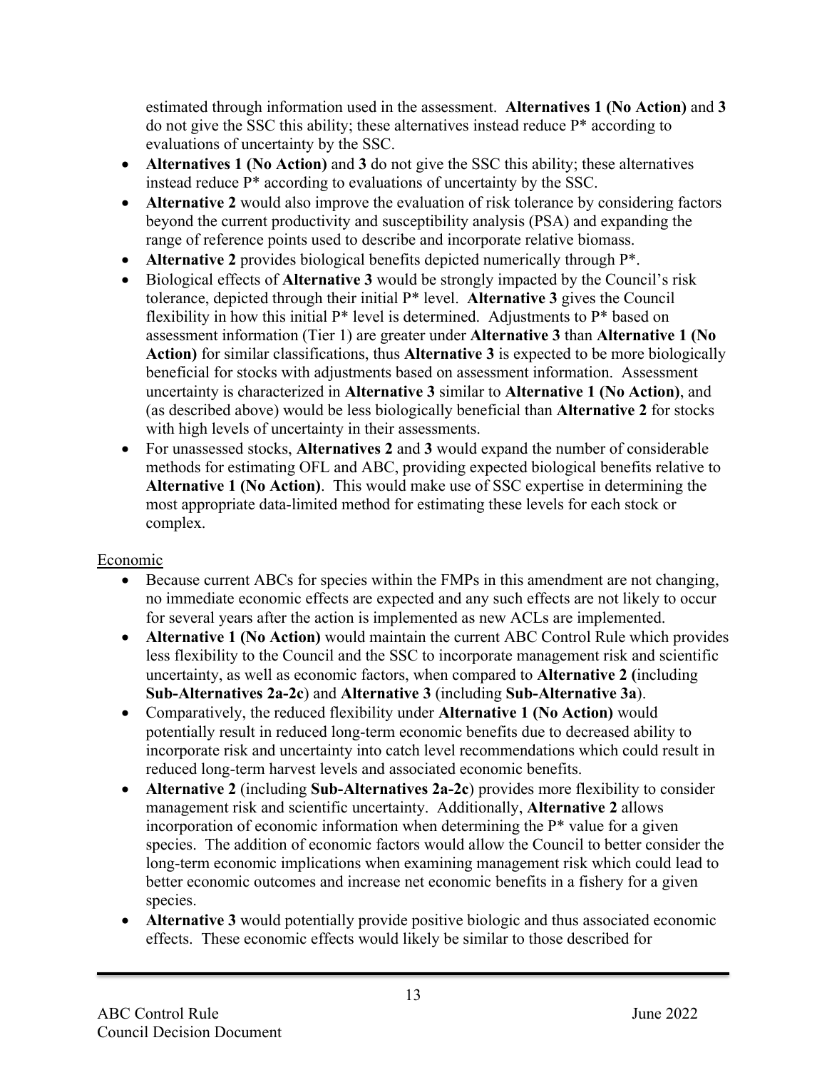estimated through information used in the assessment. **Alternatives 1 (No Action)** and **3** do not give the SSC this ability; these alternatives instead reduce P* according to evaluations of uncertainty by the SSC.

- **Alternatives 1 (No Action)** and **3** do not give the SSC this ability; these alternatives instead reduce P* according to evaluations of uncertainty by the SSC.
- **Alternative 2** would also improve the evaluation of risk tolerance by considering factors beyond the current productivity and susceptibility analysis (PSA) and expanding the range of reference points used to describe and incorporate relative biomass.
- **Alternative 2** provides biological benefits depicted numerically through P*.
- Biological effects of **Alternative 3** would be strongly impacted by the Council's risk tolerance, depicted through their initial P* level. **Alternative 3** gives the Council flexibility in how this initial P* level is determined. Adjustments to P* based on assessment information (Tier 1) are greater under **Alternative 3** than **Alternative 1 (No Action)** for similar classifications, thus **Alternative 3** is expected to be more biologically beneficial for stocks with adjustments based on assessment information. Assessment uncertainty is characterized in **Alternative 3** similar to **Alternative 1 (No Action)**, and (as described above) would be less biologically beneficial than **Alternative 2** for stocks with high levels of uncertainty in their assessments.
- For unassessed stocks, **Alternatives 2** and **3** would expand the number of considerable methods for estimating OFL and ABC, providing expected biological benefits relative to **Alternative 1 (No Action)**. This would make use of SSC expertise in determining the most appropriate data-limited method for estimating these levels for each stock or complex.

Economic

- Because current ABCs for species within the FMPs in this amendment are not changing, no immediate economic effects are expected and any such effects are not likely to occur for several years after the action is implemented as new ACLs are implemented.
- **Alternative 1 (No Action)** would maintain the current ABC Control Rule which provides less flexibility to the Council and the SSC to incorporate management risk and scientific uncertainty, as well as economic factors, when compared to **Alternative 2 (**including **Sub-Alternatives 2a-2c**) and **Alternative 3** (including **Sub-Alternative 3a**).
- Comparatively, the reduced flexibility under **Alternative 1 (No Action)** would potentially result in reduced long-term economic benefits due to decreased ability to incorporate risk and uncertainty into catch level recommendations which could result in reduced long-term harvest levels and associated economic benefits.
- **Alternative 2** (including **Sub-Alternatives 2a-2c**) provides more flexibility to consider management risk and scientific uncertainty. Additionally, **Alternative 2** allows incorporation of economic information when determining the P* value for a given species. The addition of economic factors would allow the Council to better consider the long-term economic implications when examining management risk which could lead to better economic outcomes and increase net economic benefits in a fishery for a given species.
- **Alternative 3** would potentially provide positive biologic and thus associated economic effects. These economic effects would likely be similar to those described for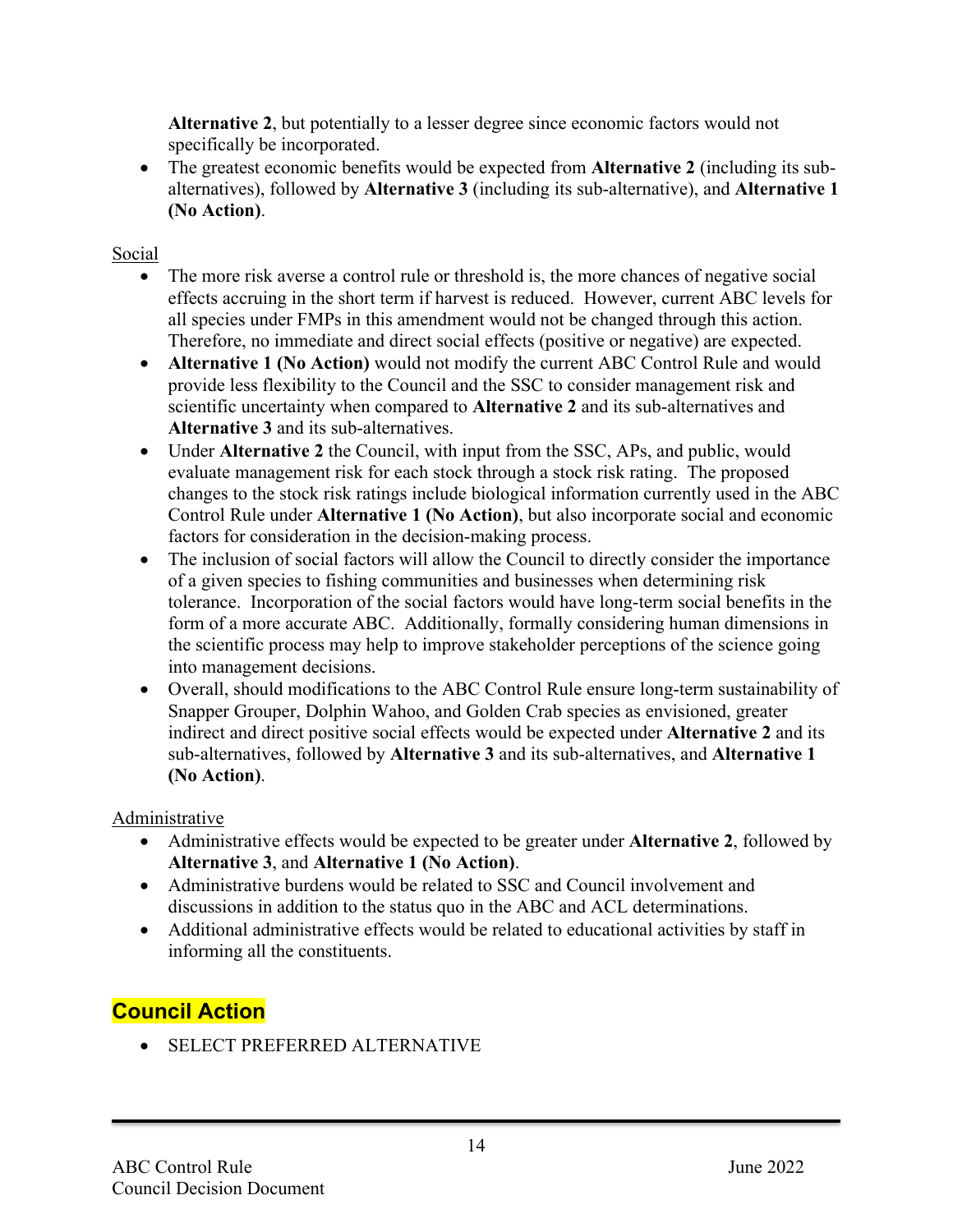**Alternative 2**, but potentially to a lesser degree since economic factors would not specifically be incorporated.
- The greatest economic benefits would be expected from **Alternative 2** (including its sub-alternatives), followed by **Alternative 3** (including its sub-alternative), and **Alternative 1 (No Action)**.

<u>Social</u>

- The more risk averse a control rule or threshold is, the more chances of negative social effects accruing in the short term if harvest is reduced. However, current ABC levels for all species under FMPs in this amendment would not be changed through this action. Therefore, no immediate and direct social effects (positive or negative) are expected.
- **Alternative 1 (No Action)** would not modify the current ABC Control Rule and would provide less flexibility to the Council and the SSC to consider management risk and scientific uncertainty when compared to **Alternative 2** and its sub-alternatives and **Alternative 3** and its sub-alternatives.
- Under **Alternative 2** the Council, with input from the SSC, APs, and public, would evaluate management risk for each stock through a stock risk rating. The proposed changes to the stock risk ratings include biological information currently used in the ABC Control Rule under **Alternative 1 (No Action)**, but also incorporate social and economic factors for consideration in the decision-making process.
- The inclusion of social factors will allow the Council to directly consider the importance of a given species to fishing communities and businesses when determining risk tolerance. Incorporation of the social factors would have long-term social benefits in the form of a more accurate ABC. Additionally, formally considering human dimensions in the scientific process may help to improve stakeholder perceptions of the science going into management decisions.
- Overall, should modifications to the ABC Control Rule ensure long-term sustainability of Snapper Grouper, Dolphin Wahoo, and Golden Crab species as envisioned, greater indirect and direct positive social effects would be expected under **Alternative 2** and its sub-alternatives, followed by **Alternative 3** and its sub-alternatives, and **Alternative 1 (No Action)**.

<u>Administrative</u>

- Administrative effects would be expected to be greater under **Alternative 2**, followed by **Alternative 3**, and **Alternative 1 (No Action)**.
- Administrative burdens would be related to SSC and Council involvement and discussions in addition to the status quo in the ABC and ACL determinations.
- Additional administrative effects would be related to educational activities by staff in informing all the constituents.

## Council Action

- SELECT PREFERRED ALTERNATIVE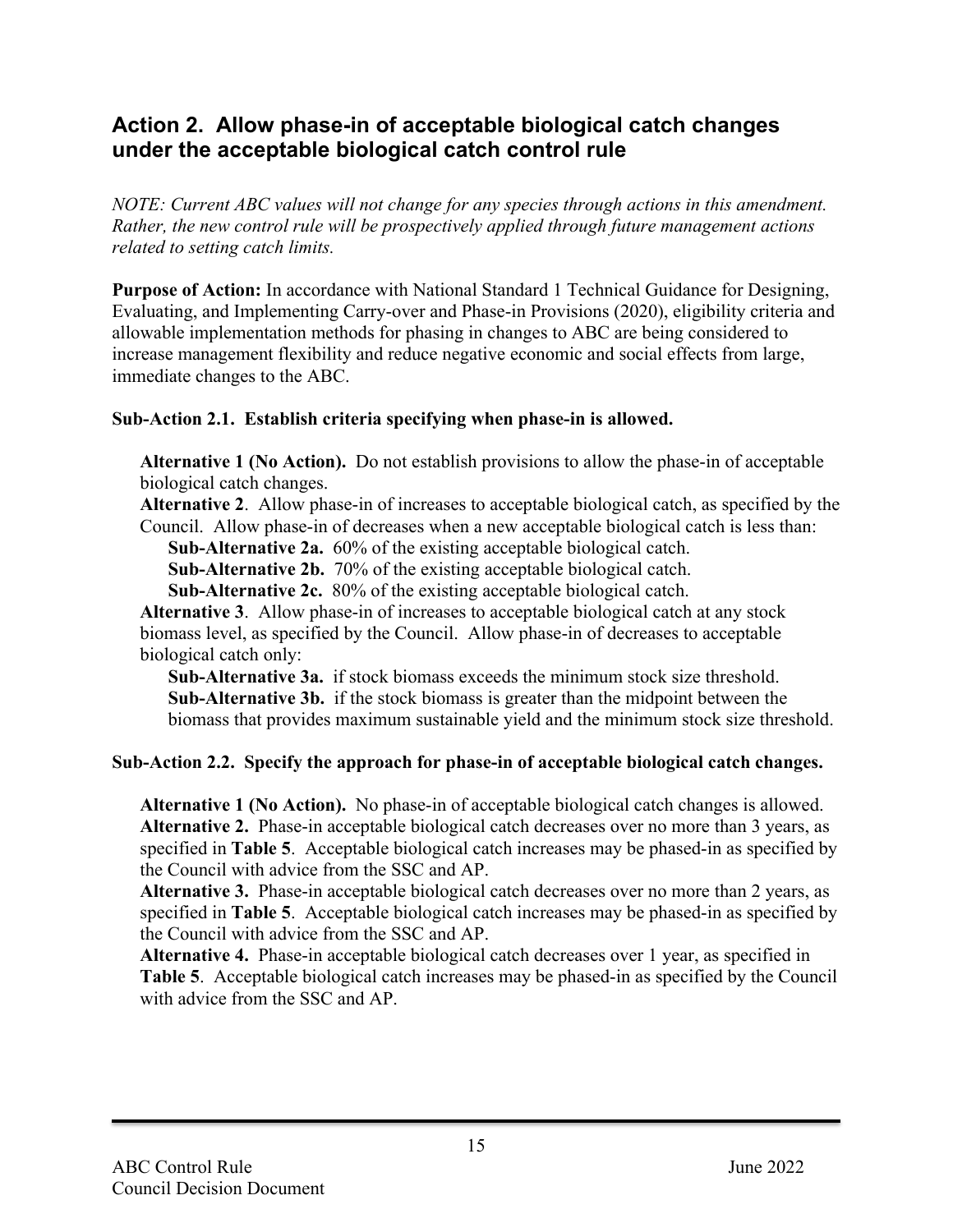## Action 2. Allow phase-in of acceptable biological catch changes under the acceptable biological catch control rule

*NOTE: Current ABC values will not change for any species through actions in this amendment. Rather, the new control rule will be prospectively applied through future management actions related to setting catch limits.*

**Purpose of Action:** In accordance with National Standard 1 Technical Guidance for Designing, Evaluating, and Implementing Carry-over and Phase-in Provisions (2020), eligibility criteria and allowable implementation methods for phasing in changes to ABC are being considered to increase management flexibility and reduce negative economic and social effects from large, immediate changes to the ABC.

### Sub-Action 2.1. Establish criteria specifying when phase-in is allowed.

**Alternative 1 (No Action).** Do not establish provisions to allow the phase-in of acceptable biological catch changes.

**Alternative 2**. Allow phase-in of increases to acceptable biological catch, as specified by the Council. Allow phase-in of decreases when a new acceptable biological catch is less than:

- **Sub-Alternative 2a.** 60% of the existing acceptable biological catch.
- **Sub-Alternative 2b.** 70% of the existing acceptable biological catch.
- **Sub-Alternative 2c.** 80% of the existing acceptable biological catch.

**Alternative 3**. Allow phase-in of increases to acceptable biological catch at any stock biomass level, as specified by the Council. Allow phase-in of decreases to acceptable biological catch only:

- **Sub-Alternative 3a.** if stock biomass exceeds the minimum stock size threshold.
- **Sub-Alternative 3b.** if the stock biomass is greater than the midpoint between the biomass that provides maximum sustainable yield and the minimum stock size threshold.

### Sub-Action 2.2. Specify the approach for phase-in of acceptable biological catch changes.

**Alternative 1 (No Action).** No phase-in of acceptable biological catch changes is allowed.

**Alternative 2.** Phase-in acceptable biological catch decreases over no more than 3 years, as specified in **Table 5**. Acceptable biological catch increases may be phased-in as specified by the Council with advice from the SSC and AP.

**Alternative 3.** Phase-in acceptable biological catch decreases over no more than 2 years, as specified in **Table 5**. Acceptable biological catch increases may be phased-in as specified by the Council with advice from the SSC and AP.

**Alternative 4.** Phase-in acceptable biological catch decreases over 1 year, as specified in **Table 5**. Acceptable biological catch increases may be phased-in as specified by the Council with advice from the SSC and AP.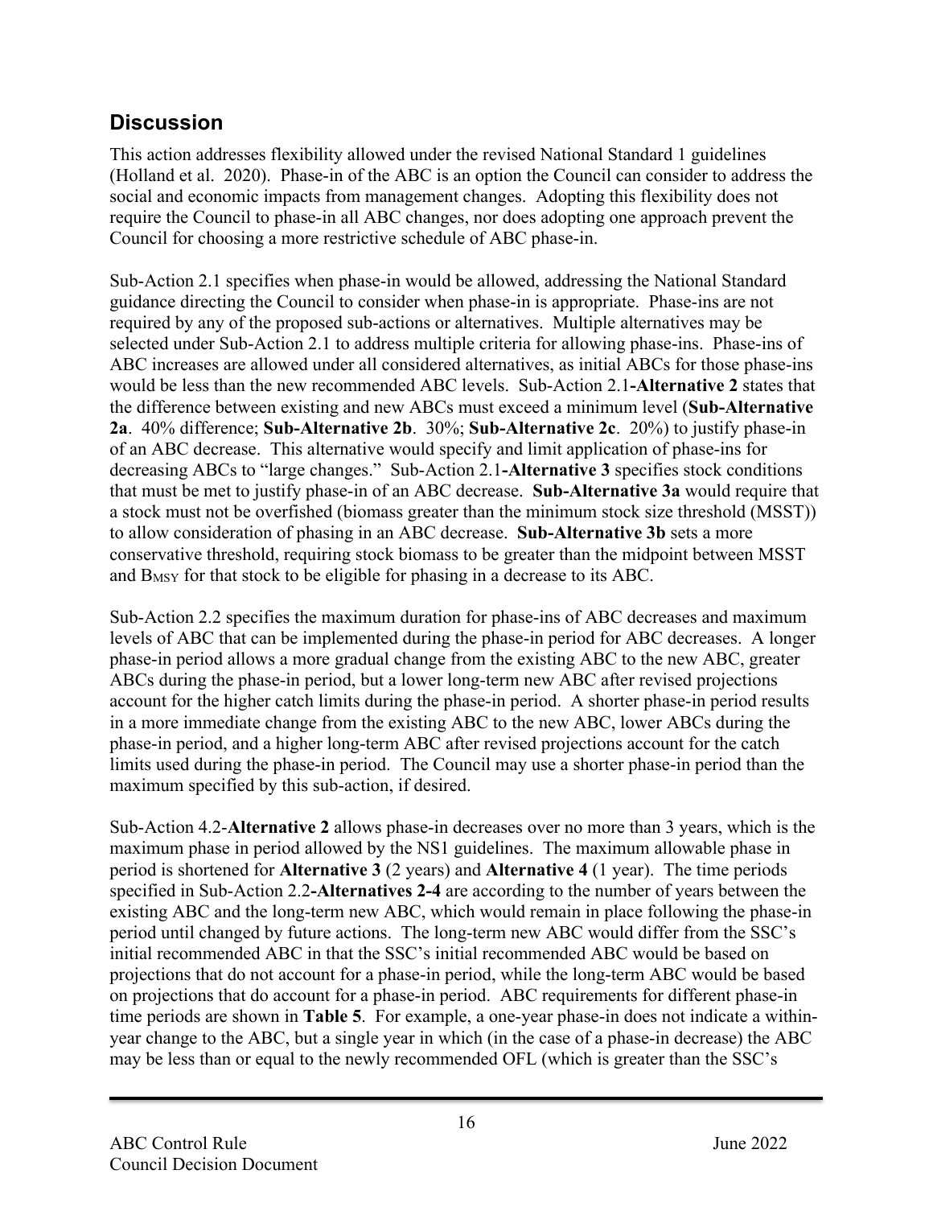## Discussion

This action addresses flexibility allowed under the revised National Standard 1 guidelines (Holland et al. 2020). Phase-in of the ABC is an option the Council can consider to address the social and economic impacts from management changes. Adopting this flexibility does not require the Council to phase-in all ABC changes, nor does adopting one approach prevent the Council for choosing a more restrictive schedule of ABC phase-in.

Sub-Action 2.1 specifies when phase-in would be allowed, addressing the National Standard guidance directing the Council to consider when phase-in is appropriate. Phase-ins are not required by any of the proposed sub-actions or alternatives. Multiple alternatives may be selected under Sub-Action 2.1 to address multiple criteria for allowing phase-ins. Phase-ins of ABC increases are allowed under all considered alternatives, as initial ABCs for those phase-ins would be less than the new recommended ABC levels. Sub-Action 2.1-**Alternative 2** states that the difference between existing and new ABCs must exceed a minimum level (**Sub-Alternative 2a**. 40% difference; **Sub-Alternative 2b**. 30%; **Sub-Alternative 2c**. 20%) to justify phase-in of an ABC decrease. This alternative would specify and limit application of phase-ins for decreasing ABCs to "large changes." Sub-Action 2.1-**Alternative 3** specifies stock conditions that must be met to justify phase-in of an ABC decrease. **Sub-Alternative 3a** would require that a stock must not be overfished (biomass greater than the minimum stock size threshold (MSST)) to allow consideration of phasing in an ABC decrease. **Sub-Alternative 3b** sets a more conservative threshold, requiring stock biomass to be greater than the midpoint between MSST and $B_{MSY}$ for that stock to be eligible for phasing in a decrease to its ABC.

Sub-Action 2.2 specifies the maximum duration for phase-ins of ABC decreases and maximum levels of ABC that can be implemented during the phase-in period for ABC decreases. A longer phase-in period allows a more gradual change from the existing ABC to the new ABC, greater ABCs during the phase-in period, but a lower long-term new ABC after revised projections account for the higher catch limits during the phase-in period. A shorter phase-in period results in a more immediate change from the existing ABC to the new ABC, lower ABCs during the phase-in period, and a higher long-term ABC after revised projections account for the catch limits used during the phase-in period. The Council may use a shorter phase-in period than the maximum specified by this sub-action, if desired.

Sub-Action 4.2-**Alternative 2** allows phase-in decreases over no more than 3 years, which is the maximum phase in period allowed by the NS1 guidelines. The maximum allowable phase in period is shortened for **Alternative 3** (2 years) and **Alternative 4** (1 year). The time periods specified in Sub-Action 2.2-**Alternatives 2-4** are according to the number of years between the existing ABC and the long-term new ABC, which would remain in place following the phase-in period until changed by future actions. The long-term new ABC would differ from the SSC's initial recommended ABC in that the SSC's initial recommended ABC would be based on projections that do not account for a phase-in period, while the long-term ABC would be based on projections that do account for a phase-in period. ABC requirements for different phase-in time periods are shown in **Table 5**. For example, a one-year phase-in does not indicate a within-year change to the ABC, but a single year in which (in the case of a phase-in decrease) the ABC may be less than or equal to the newly recommended OFL (which is greater than the SSC's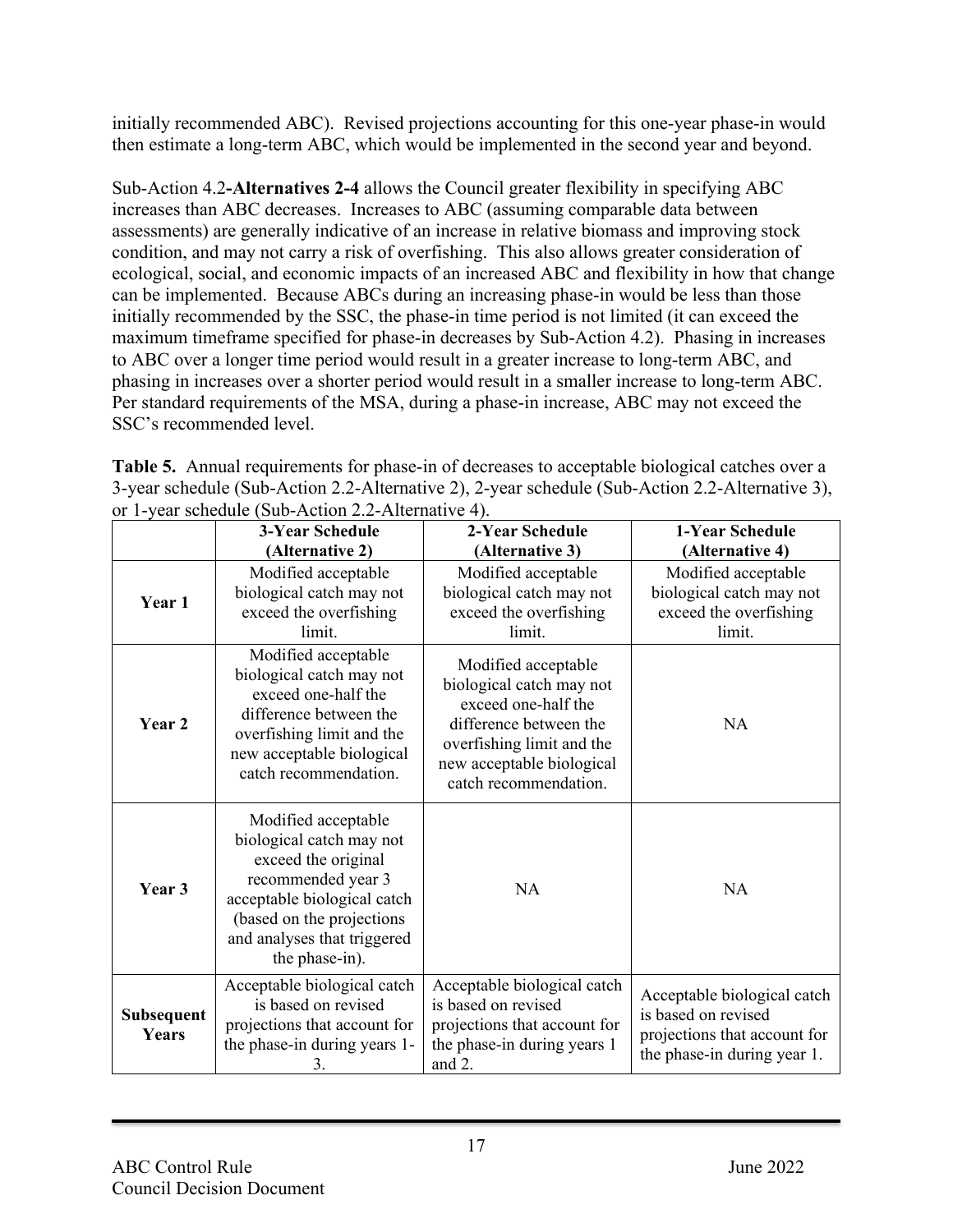initially recommended ABC). Revised projections accounting for this one-year phase-in would then estimate a long-term ABC, which would be implemented in the second year and beyond.

Sub-Action 4.2**-Alternatives 2-4** allows the Council greater flexibility in specifying ABC increases than ABC decreases. Increases to ABC (assuming comparable data between assessments) are generally indicative of an increase in relative biomass and improving stock condition, and may not carry a risk of overfishing. This also allows greater consideration of ecological, social, and economic impacts of an increased ABC and flexibility in how that change can be implemented. Because ABCs during an increasing phase-in would be less than those initially recommended by the SSC, the phase-in time period is not limited (it can exceed the maximum timeframe specified for phase-in decreases by Sub-Action 4.2). Phasing in increases to ABC over a longer time period would result in a greater increase to long-term ABC, and phasing in increases over a shorter period would result in a smaller increase to long-term ABC. Per standard requirements of the MSA, during a phase-in increase, ABC may not exceed the SSC's recommended level.

**Table 5.** Annual requirements for phase-in of decreases to acceptable biological catches over a 3-year schedule (Sub-Action 2.2-Alternative 2), 2-year schedule (Sub-Action 2.2-Alternative 3), or 1-year schedule (Sub-Action 2.2-Alternative 4).

| | 3-Year Schedule (Alternative 2) | 2-Year Schedule (Alternative 3) | 1-Year Schedule (Alternative 4) |
|---|---|---|---|
| **Year 1** | Modified acceptable biological catch may not exceed the overfishing limit. | Modified acceptable biological catch may not exceed the overfishing limit. | Modified acceptable biological catch may not exceed the overfishing limit. |
| **Year 2** | Modified acceptable biological catch may not exceed one-half the difference between the overfishing limit and the new acceptable biological catch recommendation. | Modified acceptable biological catch may not exceed one-half the difference between the overfishing limit and the new acceptable biological catch recommendation. | NA |
| **Year 3** | Modified acceptable biological catch may not exceed the original recommended year 3 acceptable biological catch (based on the projections and analyses that triggered the phase-in). | NA | NA |
| **Subsequent Years** | Acceptable biological catch is based on revised projections that account for the phase-in during years 1-3. | Acceptable biological catch is based on revised projections that account for the phase-in during years 1 and 2. | Acceptable biological catch is based on revised projections that account for the phase-in during year 1. |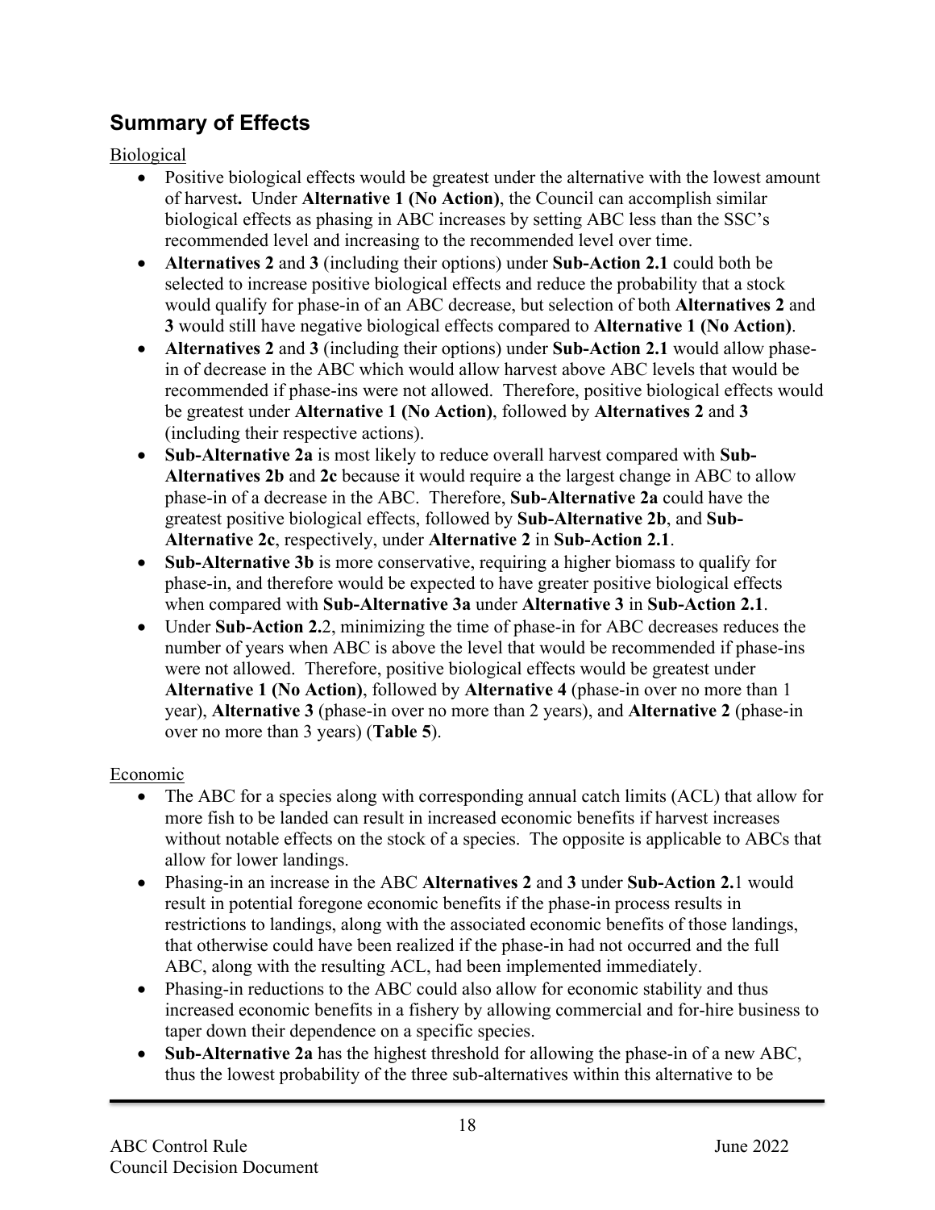## Summary of Effects

Biological

- Positive biological effects would be greatest under the alternative with the lowest amount of harvest**.** Under **Alternative 1 (No Action)**, the Council can accomplish similar biological effects as phasing in ABC increases by setting ABC less than the SSC's recommended level and increasing to the recommended level over time.
- **Alternatives 2** and **3** (including their options) under **Sub-Action 2.1** could both be selected to increase positive biological effects and reduce the probability that a stock would qualify for phase-in of an ABC decrease, but selection of both **Alternatives 2** and **3** would still have negative biological effects compared to **Alternative 1 (No Action)**.
- **Alternatives 2** and **3** (including their options) under **Sub-Action 2.1** would allow phase-in of decrease in the ABC which would allow harvest above ABC levels that would be recommended if phase-ins were not allowed. Therefore, positive biological effects would be greatest under **Alternative 1 (No Action)**, followed by **Alternatives 2** and **3** (including their respective actions).
- **Sub-Alternative 2a** is most likely to reduce overall harvest compared with **Sub-Alternatives 2b** and **2c** because it would require a the largest change in ABC to allow phase-in of a decrease in the ABC. Therefore, **Sub-Alternative 2a** could have the greatest positive biological effects, followed by **Sub-Alternative 2b**, and **Sub-Alternative 2c**, respectively, under **Alternative 2** in **Sub-Action 2.1**.
- **Sub-Alternative 3b** is more conservative, requiring a higher biomass to qualify for phase-in, and therefore would be expected to have greater positive biological effects when compared with **Sub-Alternative 3a** under **Alternative 3** in **Sub-Action 2.1**.
- Under **Sub-Action 2.**2, minimizing the time of phase-in for ABC decreases reduces the number of years when ABC is above the level that would be recommended if phase-ins were not allowed. Therefore, positive biological effects would be greatest under **Alternative 1 (No Action)**, followed by **Alternative 4** (phase-in over no more than 1 year), **Alternative 3** (phase-in over no more than 2 years), and **Alternative 2** (phase-in over no more than 3 years) (**Table 5**).

Economic

- The ABC for a species along with corresponding annual catch limits (ACL) that allow for more fish to be landed can result in increased economic benefits if harvest increases without notable effects on the stock of a species. The opposite is applicable to ABCs that allow for lower landings.
- Phasing-in an increase in the ABC **Alternatives 2** and **3** under **Sub-Action 2.**1 would result in potential foregone economic benefits if the phase-in process results in restrictions to landings, along with the associated economic benefits of those landings, that otherwise could have been realized if the phase-in had not occurred and the full ABC, along with the resulting ACL, had been implemented immediately.
- Phasing-in reductions to the ABC could also allow for economic stability and thus increased economic benefits in a fishery by allowing commercial and for-hire business to taper down their dependence on a specific species.
- **Sub-Alternative 2a** has the highest threshold for allowing the phase-in of a new ABC, thus the lowest probability of the three sub-alternatives within this alternative to be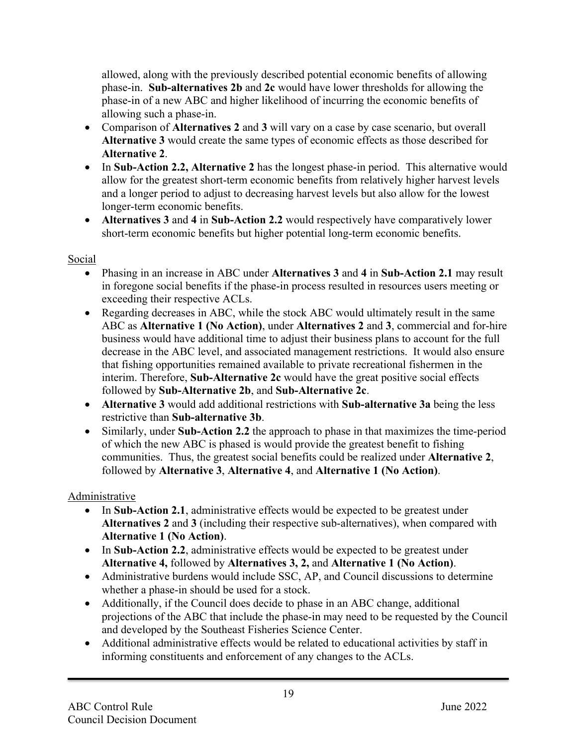allowed, along with the previously described potential economic benefits of allowing phase-in. **Sub-alternatives 2b** and **2c** would have lower thresholds for allowing the phase-in of a new ABC and higher likelihood of incurring the economic benefits of allowing such a phase-in.

- Comparison of **Alternatives 2** and **3** will vary on a case by case scenario, but overall **Alternative 3** would create the same types of economic effects as those described for **Alternative 2**.
- In **Sub-Action 2.2, Alternative 2** has the longest phase-in period. This alternative would allow for the greatest short-term economic benefits from relatively higher harvest levels and a longer period to adjust to decreasing harvest levels but also allow for the lowest longer-term economic benefits.
- **Alternatives 3** and **4** in **Sub-Action 2.2** would respectively have comparatively lower short-term economic benefits but higher potential long-term economic benefits.

Social

- Phasing in an increase in ABC under **Alternatives 3** and **4** in **Sub-Action 2.1** may result in foregone social benefits if the phase-in process resulted in resources users meeting or exceeding their respective ACLs.
- Regarding decreases in ABC, while the stock ABC would ultimately result in the same ABC as **Alternative 1 (No Action)**, under **Alternatives 2** and **3**, commercial and for-hire business would have additional time to adjust their business plans to account for the full decrease in the ABC level, and associated management restrictions. It would also ensure that fishing opportunities remained available to private recreational fishermen in the interim. Therefore, **Sub-Alternative 2c** would have the great positive social effects followed by **Sub-Alternative 2b**, and **Sub-Alternative 2c**.
- **Alternative 3** would add additional restrictions with **Sub-alternative 3a** being the less restrictive than **Sub-alternative 3b**.
- Similarly, under **Sub-Action 2.2** the approach to phase in that maximizes the time-period of which the new ABC is phased is would provide the greatest benefit to fishing communities. Thus, the greatest social benefits could be realized under **Alternative 2**, followed by **Alternative 3**, **Alternative 4**, and **Alternative 1 (No Action)**.

Administrative

- In **Sub-Action 2.1**, administrative effects would be expected to be greatest under **Alternatives 2** and **3** (including their respective sub-alternatives), when compared with **Alternative 1 (No Action)**.
- In **Sub-Action 2.2**, administrative effects would be expected to be greatest under **Alternative 4,** followed by **Alternatives 3, 2,** and **Alternative 1 (No Action)**.
- Administrative burdens would include SSC, AP, and Council discussions to determine whether a phase-in should be used for a stock.
- Additionally, if the Council does decide to phase in an ABC change, additional projections of the ABC that include the phase-in may need to be requested by the Council and developed by the Southeast Fisheries Science Center.
- Additional administrative effects would be related to educational activities by staff in informing constituents and enforcement of any changes to the ACLs.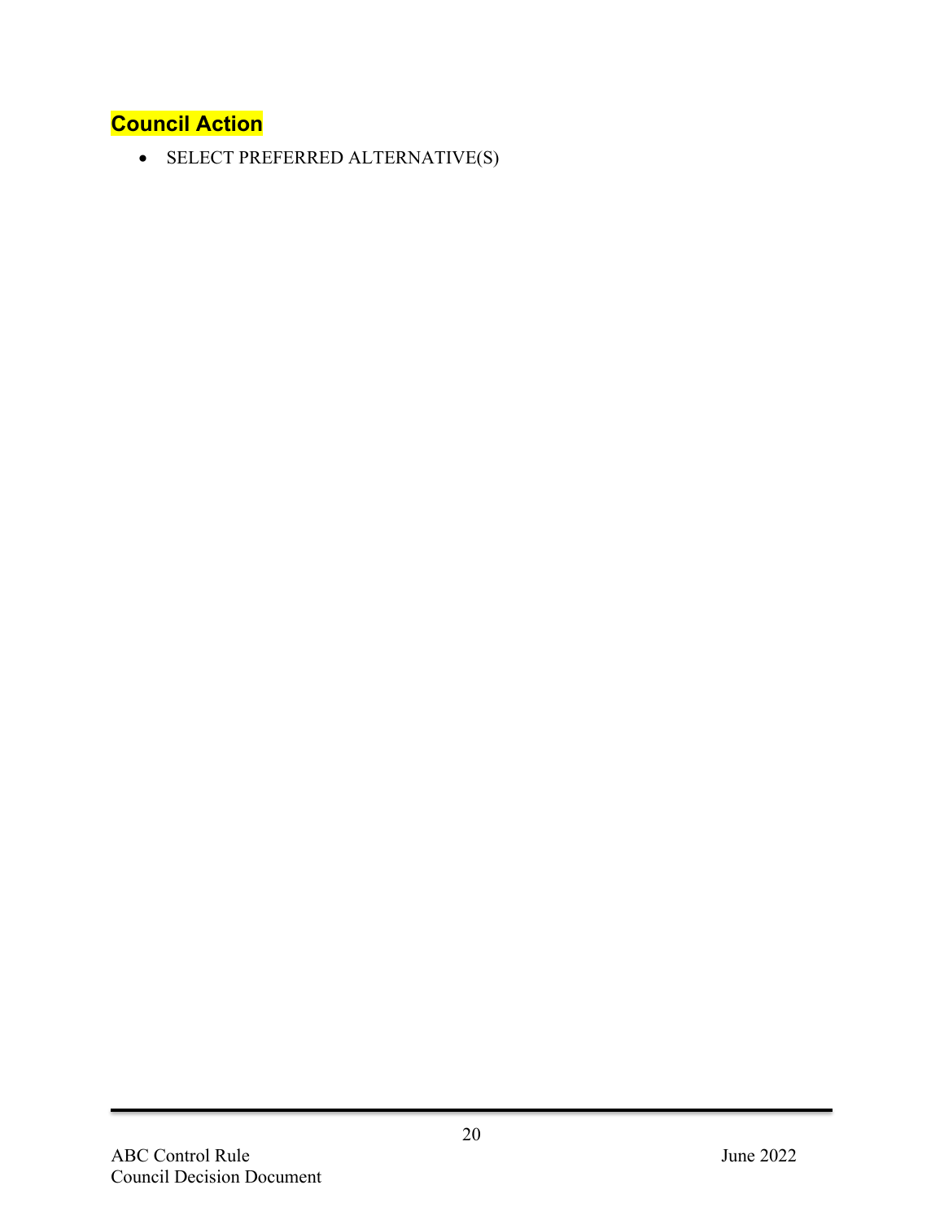## Council Action

- SELECT PREFERRED ALTERNATIVE(S)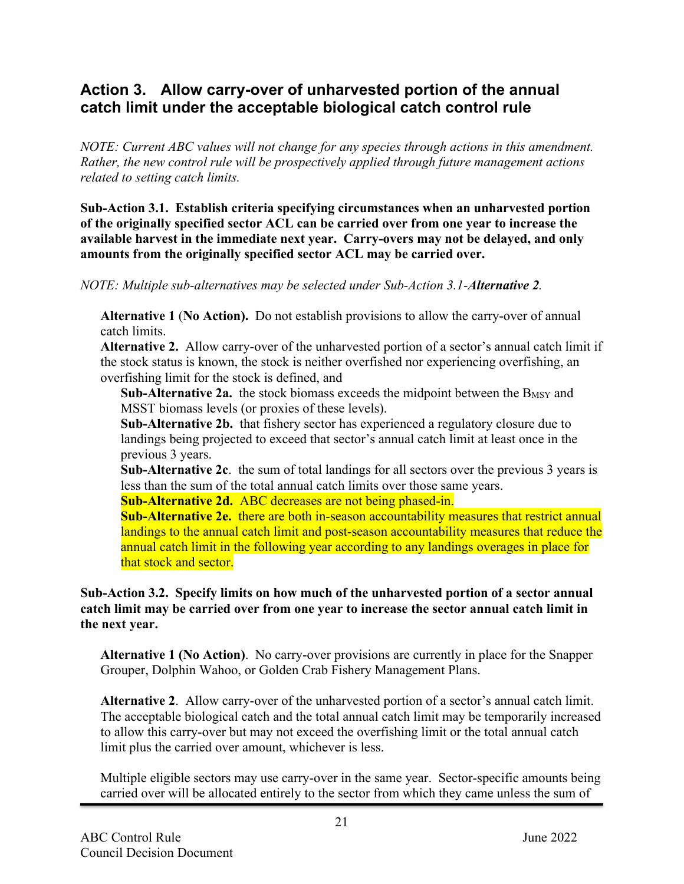## Action 3. Allow carry-over of unharvested portion of the annual catch limit under the acceptable biological catch control rule

*NOTE: Current ABC values will not change for any species through actions in this amendment. Rather, the new control rule will be prospectively applied through future management actions related to setting catch limits.*

**Sub-Action 3.1. Establish criteria specifying circumstances when an unharvested portion of the originally specified sector ACL can be carried over from one year to increase the available harvest in the immediate next year. Carry-overs may not be delayed, and only amounts from the originally specified sector ACL may be carried over.**

*NOTE: Multiple sub-alternatives may be selected under Sub-Action 3.1-**Alternative 2**.*

**Alternative 1 (No Action).** Do not establish provisions to allow the carry-over of annual catch limits.

**Alternative 2.** Allow carry-over of the unharvested portion of a sector's annual catch limit if the stock status is known, the stock is neither overfished nor experiencing overfishing, an overfishing limit for the stock is defined, and

- **Sub-Alternative 2a.** the stock biomass exceeds the midpoint between the $B_{MSY}$ and MSST biomass levels (or proxies of these levels).
- **Sub-Alternative 2b.** that fishery sector has experienced a regulatory closure due to landings being projected to exceed that sector's annual catch limit at least once in the previous 3 years.
- **Sub-Alternative 2c**. the sum of total landings for all sectors over the previous 3 years is less than the sum of the total annual catch limits over those same years.
- **Sub-Alternative 2d.** ABC decreases are not being phased-in.
- **Sub-Alternative 2e.** there are both in-season accountability measures that restrict annual landings to the annual catch limit and post-season accountability measures that reduce the annual catch limit in the following year according to any landings overages in place for that stock and sector.

**Sub-Action 3.2. Specify limits on how much of the unharvested portion of a sector annual catch limit may be carried over from one year to increase the sector annual catch limit in the next year.**

**Alternative 1 (No Action)**. No carry-over provisions are currently in place for the Snapper Grouper, Dolphin Wahoo, or Golden Crab Fishery Management Plans.

**Alternative 2**. Allow carry-over of the unharvested portion of a sector's annual catch limit. The acceptable biological catch and the total annual catch limit may be temporarily increased to allow this carry-over but may not exceed the overfishing limit or the total annual catch limit plus the carried over amount, whichever is less.

Multiple eligible sectors may use carry-over in the same year. Sector-specific amounts being carried over will be allocated entirely to the sector from which they came unless the sum of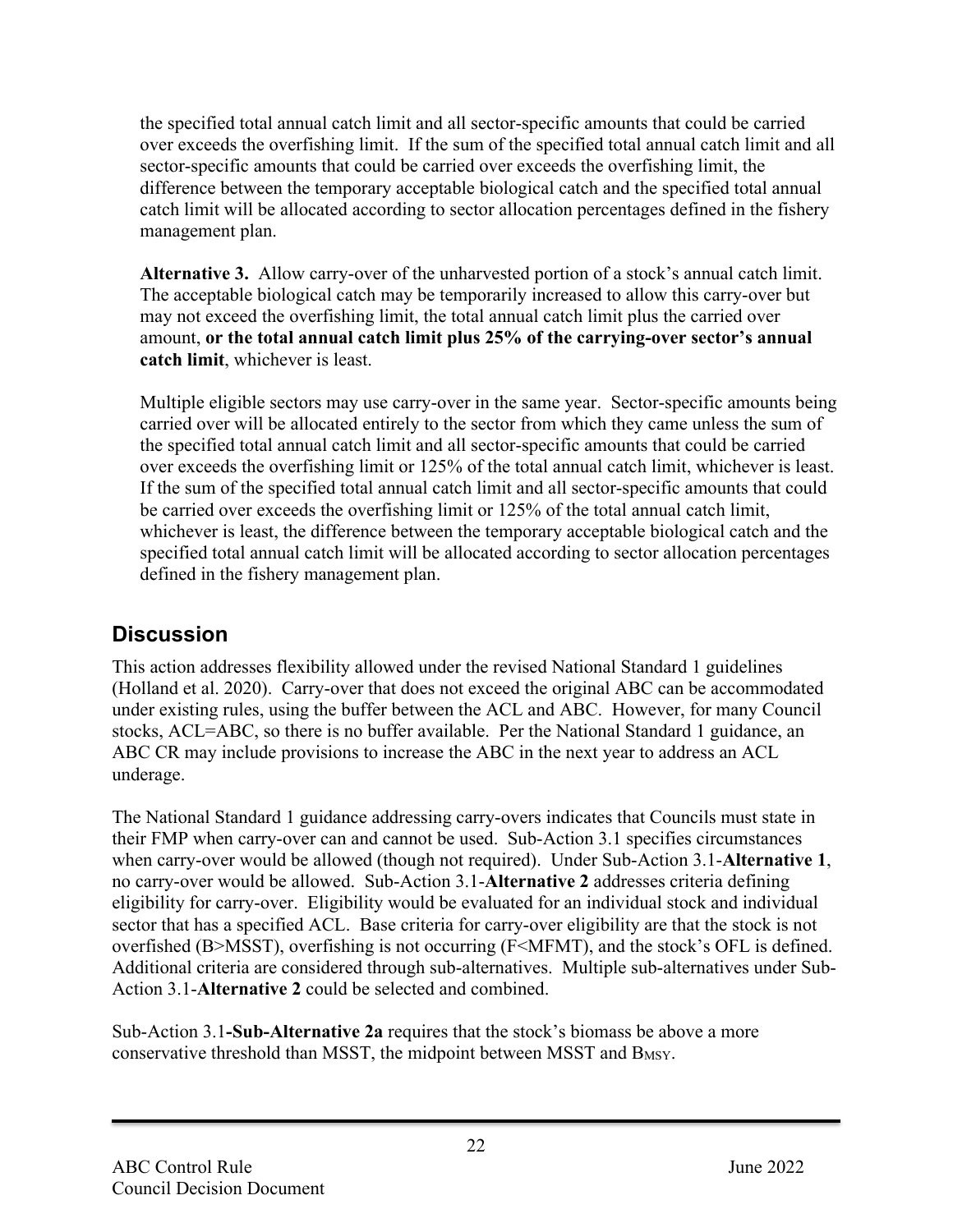the specified total annual catch limit and all sector-specific amounts that could be carried over exceeds the overfishing limit. If the sum of the specified total annual catch limit and all sector-specific amounts that could be carried over exceeds the overfishing limit, the difference between the temporary acceptable biological catch and the specified total annual catch limit will be allocated according to sector allocation percentages defined in the fishery management plan.

**Alternative 3.** Allow carry-over of the unharvested portion of a stock's annual catch limit. The acceptable biological catch may be temporarily increased to allow this carry-over but may not exceed the overfishing limit, the total annual catch limit plus the carried over amount, **or the total annual catch limit plus 25% of the carrying-over sector's annual catch limit**, whichever is least.

Multiple eligible sectors may use carry-over in the same year. Sector-specific amounts being carried over will be allocated entirely to the sector from which they came unless the sum of the specified total annual catch limit and all sector-specific amounts that could be carried over exceeds the overfishing limit or 125% of the total annual catch limit, whichever is least. If the sum of the specified total annual catch limit and all sector-specific amounts that could be carried over exceeds the overfishing limit or 125% of the total annual catch limit, whichever is least, the difference between the temporary acceptable biological catch and the specified total annual catch limit will be allocated according to sector allocation percentages defined in the fishery management plan.

## Discussion

This action addresses flexibility allowed under the revised National Standard 1 guidelines (Holland et al. 2020). Carry-over that does not exceed the original ABC can be accommodated under existing rules, using the buffer between the ACL and ABC. However, for many Council stocks, ACL=ABC, so there is no buffer available. Per the National Standard 1 guidance, an ABC CR may include provisions to increase the ABC in the next year to address an ACL underage.

The National Standard 1 guidance addressing carry-overs indicates that Councils must state in their FMP when carry-over can and cannot be used. Sub-Action 3.1 specifies circumstances when carry-over would be allowed (though not required). Under Sub-Action 3.1-**Alternative 1**, no carry-over would be allowed. Sub-Action 3.1-**Alternative 2** addresses criteria defining eligibility for carry-over. Eligibility would be evaluated for an individual stock and individual sector that has a specified ACL. Base criteria for carry-over eligibility are that the stock is not overfished (B>MSST), overfishing is not occurring (F<MFMT), and the stock's OFL is defined. Additional criteria are considered through sub-alternatives. Multiple sub-alternatives under Sub-Action 3.1-**Alternative 2** could be selected and combined.

Sub-Action 3.1**-Sub-Alternative 2a** requires that the stock's biomass be above a more conservative threshold than MSST, the midpoint between MSST and $B_{MSY}$.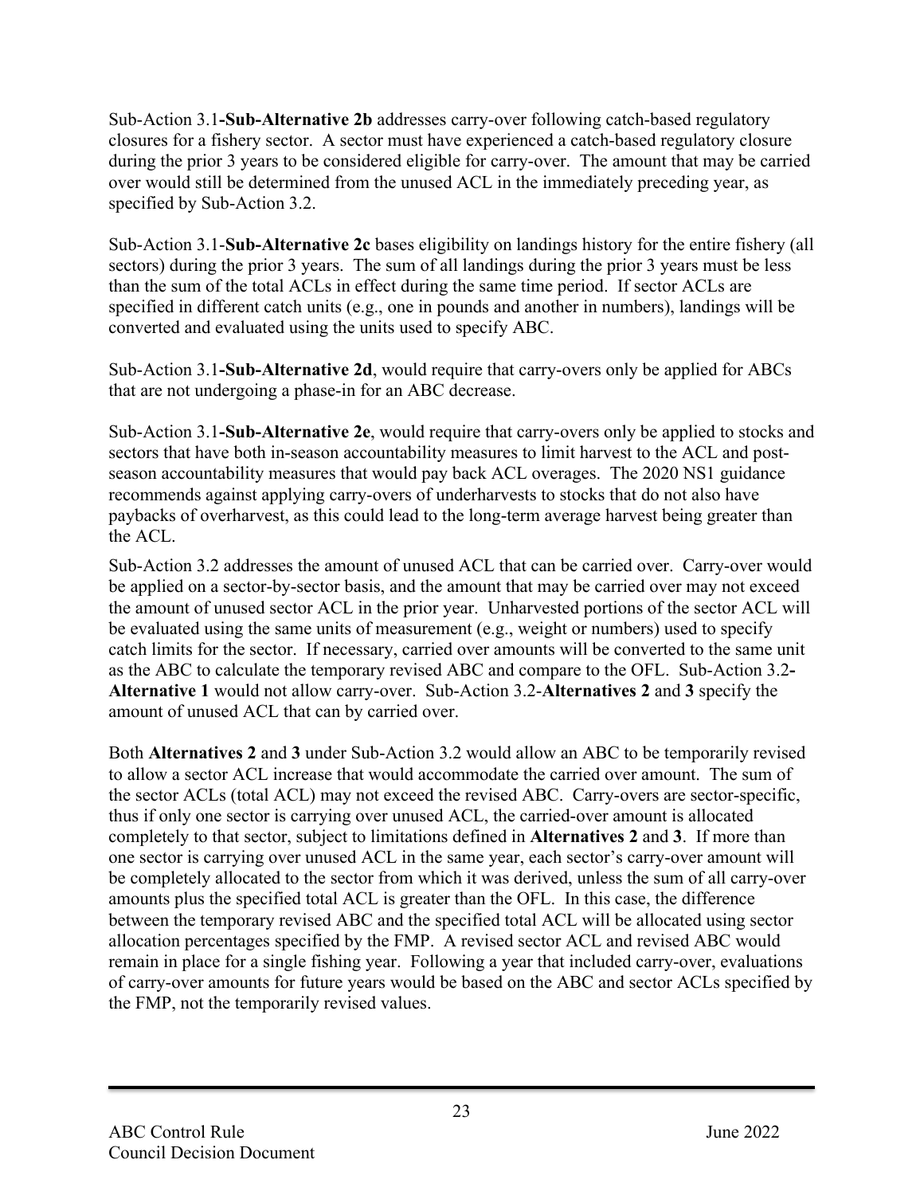Sub-Action 3.1-**Sub-Alternative 2b** addresses carry-over following catch-based regulatory closures for a fishery sector. A sector must have experienced a catch-based regulatory closure during the prior 3 years to be considered eligible for carry-over. The amount that may be carried over would still be determined from the unused ACL in the immediately preceding year, as specified by Sub-Action 3.2.

Sub-Action 3.1-**Sub-Alternative 2c** bases eligibility on landings history for the entire fishery (all sectors) during the prior 3 years. The sum of all landings during the prior 3 years must be less than the sum of the total ACLs in effect during the same time period. If sector ACLs are specified in different catch units (e.g., one in pounds and another in numbers), landings will be converted and evaluated using the units used to specify ABC.

Sub-Action 3.1-**Sub-Alternative 2d**, would require that carry-overs only be applied for ABCs that are not undergoing a phase-in for an ABC decrease.

Sub-Action 3.1-**Sub-Alternative 2e**, would require that carry-overs only be applied to stocks and sectors that have both in-season accountability measures to limit harvest to the ACL and post-season accountability measures that would pay back ACL overages. The 2020 NS1 guidance recommends against applying carry-overs of underharvests to stocks that do not also have paybacks of overharvest, as this could lead to the long-term average harvest being greater than the ACL.

Sub-Action 3.2 addresses the amount of unused ACL that can be carried over. Carry-over would be applied on a sector-by-sector basis, and the amount that may be carried over may not exceed the amount of unused sector ACL in the prior year. Unharvested portions of the sector ACL will be evaluated using the same units of measurement (e.g., weight or numbers) used to specify catch limits for the sector. If necessary, carried over amounts will be converted to the same unit as the ABC to calculate the temporary revised ABC and compare to the OFL. Sub-Action 3.2-**Alternative 1** would not allow carry-over. Sub-Action 3.2-**Alternatives 2** and **3** specify the amount of unused ACL that can by carried over.

Both **Alternatives 2** and **3** under Sub-Action 3.2 would allow an ABC to be temporarily revised to allow a sector ACL increase that would accommodate the carried over amount. The sum of the sector ACLs (total ACL) may not exceed the revised ABC. Carry-overs are sector-specific, thus if only one sector is carrying over unused ACL, the carried-over amount is allocated completely to that sector, subject to limitations defined in **Alternatives 2** and **3**. If more than one sector is carrying over unused ACL in the same year, each sector's carry-over amount will be completely allocated to the sector from which it was derived, unless the sum of all carry-over amounts plus the specified total ACL is greater than the OFL. In this case, the difference between the temporary revised ABC and the specified total ACL will be allocated using sector allocation percentages specified by the FMP. A revised sector ACL and revised ABC would remain in place for a single fishing year. Following a year that included carry-over, evaluations of carry-over amounts for future years would be based on the ABC and sector ACLs specified by the FMP, not the temporarily revised values.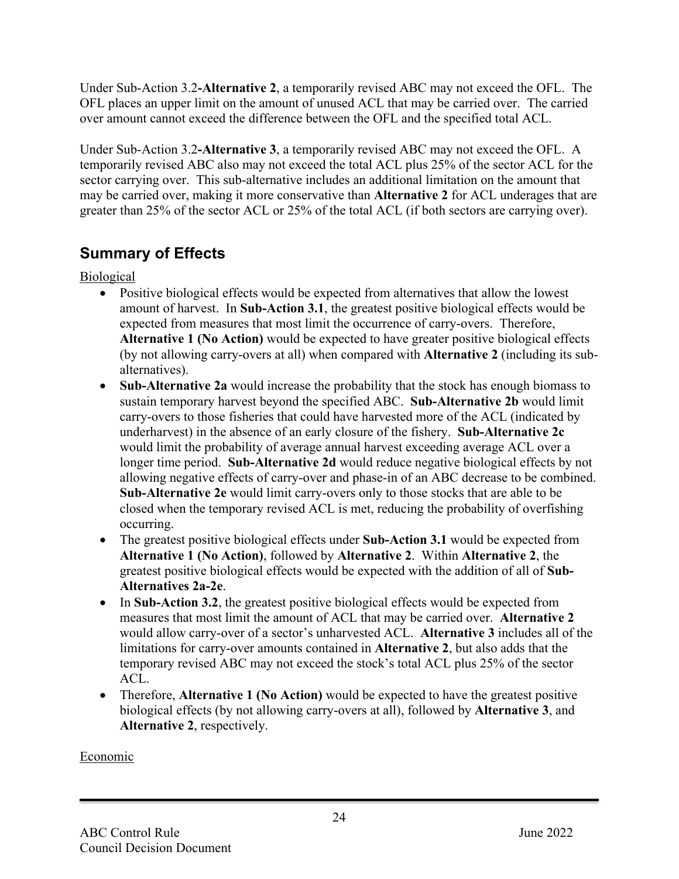Under Sub-Action 3.2-**Alternative 2**, a temporarily revised ABC may not exceed the OFL. The OFL places an upper limit on the amount of unused ACL that may be carried over. The carried over amount cannot exceed the difference between the OFL and the specified total ACL.

Under Sub-Action 3.2-**Alternative 3**, a temporarily revised ABC may not exceed the OFL. A temporarily revised ABC also may not exceed the total ACL plus 25% of the sector ACL for the sector carrying over. This sub-alternative includes an additional limitation on the amount that may be carried over, making it more conservative than **Alternative 2** for ACL underages that are greater than 25% of the sector ACL or 25% of the total ACL (if both sectors are carrying over).

## Summary of Effects

Biological

- Positive biological effects would be expected from alternatives that allow the lowest amount of harvest. In **Sub-Action 3.1**, the greatest positive biological effects would be expected from measures that most limit the occurrence of carry-overs. Therefore, **Alternative 1 (No Action)** would be expected to have greater positive biological effects (by not allowing carry-overs at all) when compared with **Alternative 2** (including its sub-alternatives).
- **Sub-Alternative 2a** would increase the probability that the stock has enough biomass to sustain temporary harvest beyond the specified ABC. **Sub-Alternative 2b** would limit carry-overs to those fisheries that could have harvested more of the ACL (indicated by underharvest) in the absence of an early closure of the fishery. **Sub-Alternative 2c** would limit the probability of average annual harvest exceeding average ACL over a longer time period. **Sub-Alternative 2d** would reduce negative biological effects by not allowing negative effects of carry-over and phase-in of an ABC decrease to be combined. **Sub-Alternative 2e** would limit carry-overs only to those stocks that are able to be closed when the temporary revised ACL is met, reducing the probability of overfishing occurring.
- The greatest positive biological effects under **Sub-Action 3.1** would be expected from **Alternative 1 (No Action)**, followed by **Alternative 2**. Within **Alternative 2**, the greatest positive biological effects would be expected with the addition of all of **Sub-Alternatives 2a-2e**.
- In **Sub-Action 3.2**, the greatest positive biological effects would be expected from measures that most limit the amount of ACL that may be carried over. **Alternative 2** would allow carry-over of a sector's unharvested ACL. **Alternative 3** includes all of the limitations for carry-over amounts contained in **Alternative 2**, but also adds that the temporary revised ABC may not exceed the stock's total ACL plus 25% of the sector ACL.
- Therefore, **Alternative 1 (No Action)** would be expected to have the greatest positive biological effects (by not allowing carry-overs at all), followed by **Alternative 3**, and **Alternative 2**, respectively.

Economic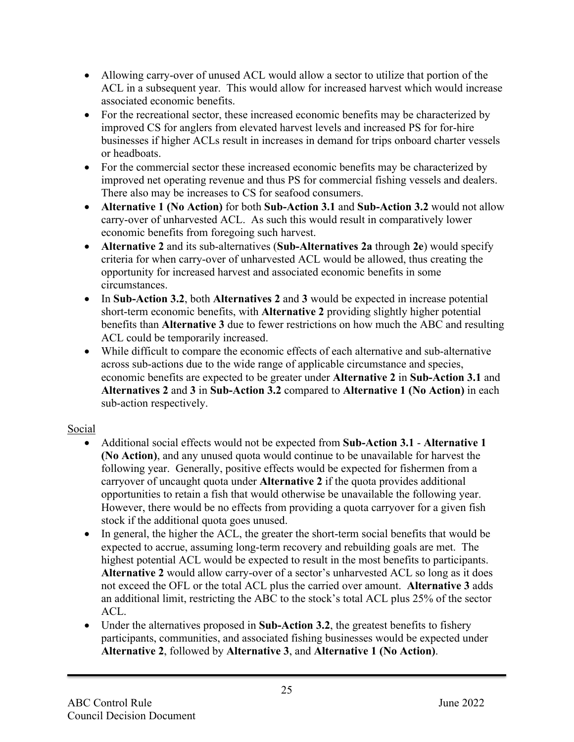- Allowing carry-over of unused ACL would allow a sector to utilize that portion of the ACL in a subsequent year. This would allow for increased harvest which would increase associated economic benefits.
- For the recreational sector, these increased economic benefits may be characterized by improved CS for anglers from elevated harvest levels and increased PS for for-hire businesses if higher ACLs result in increases in demand for trips onboard charter vessels or headboats.
- For the commercial sector these increased economic benefits may be characterized by improved net operating revenue and thus PS for commercial fishing vessels and dealers. There also may be increases to CS for seafood consumers.
- **Alternative 1 (No Action)** for both **Sub-Action 3.1** and **Sub-Action 3.2** would not allow carry-over of unharvested ACL. As such this would result in comparatively lower economic benefits from foregoing such harvest.
- **Alternative 2** and its sub-alternatives (**Sub-Alternatives 2a** through **2e**) would specify criteria for when carry-over of unharvested ACL would be allowed, thus creating the opportunity for increased harvest and associated economic benefits in some circumstances.
- In **Sub-Action 3.2**, both **Alternatives 2** and **3** would be expected in increase potential short-term economic benefits, with **Alternative 2** providing slightly higher potential benefits than **Alternative 3** due to fewer restrictions on how much the ABC and resulting ACL could be temporarily increased.
- While difficult to compare the economic effects of each alternative and sub-alternative across sub-actions due to the wide range of applicable circumstance and species, economic benefits are expected to be greater under **Alternative 2** in **Sub-Action 3.1** and **Alternatives 2** and **3** in **Sub-Action 3.2** compared to **Alternative 1 (No Action)** in each sub-action respectively.

Social

- Additional social effects would not be expected from **Sub-Action 3.1** - **Alternative 1 (No Action)**, and any unused quota would continue to be unavailable for harvest the following year. Generally, positive effects would be expected for fishermen from a carryover of uncaught quota under **Alternative 2** if the quota provides additional opportunities to retain a fish that would otherwise be unavailable the following year. However, there would be no effects from providing a quota carryover for a given fish stock if the additional quota goes unused.
- In general, the higher the ACL, the greater the short-term social benefits that would be expected to accrue, assuming long-term recovery and rebuilding goals are met. The highest potential ACL would be expected to result in the most benefits to participants. **Alternative 2** would allow carry-over of a sector's unharvested ACL so long as it does not exceed the OFL or the total ACL plus the carried over amount. **Alternative 3** adds an additional limit, restricting the ABC to the stock's total ACL plus 25% of the sector ACL.
- Under the alternatives proposed in **Sub-Action 3.2**, the greatest benefits to fishery participants, communities, and associated fishing businesses would be expected under **Alternative 2**, followed by **Alternative 3**, and **Alternative 1 (No Action)**.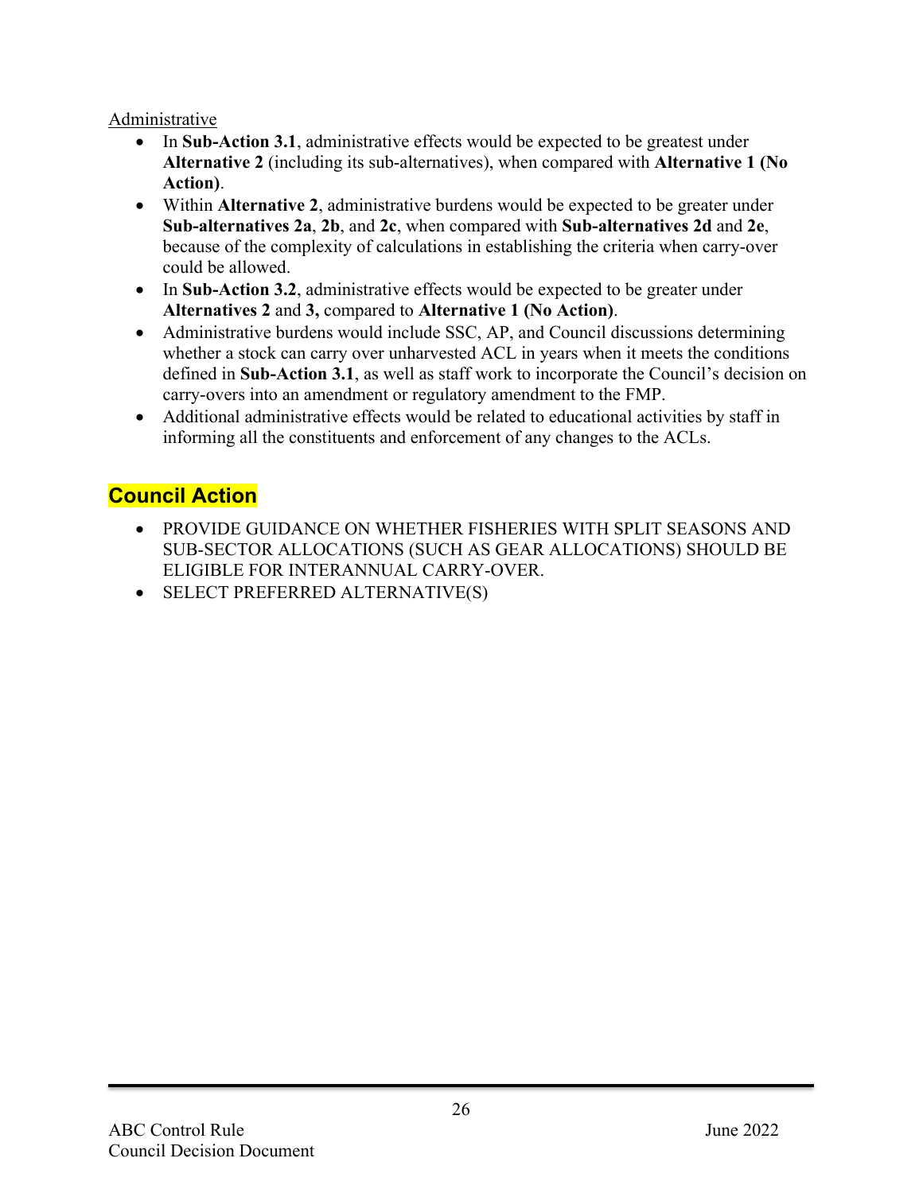<u>Administrative</u>

- In **Sub-Action 3.1**, administrative effects would be expected to be greatest under **Alternative 2** (including its sub-alternatives), when compared with **Alternative 1 (No Action)**.
- Within **Alternative 2**, administrative burdens would be expected to be greater under **Sub-alternatives 2a**, **2b**, and **2c**, when compared with **Sub-alternatives 2d** and **2e**, because of the complexity of calculations in establishing the criteria when carry-over could be allowed.
- In **Sub-Action 3.2**, administrative effects would be expected to be greater under **Alternatives 2** and **3,** compared to **Alternative 1 (No Action)**.
- Administrative burdens would include SSC, AP, and Council discussions determining whether a stock can carry over unharvested ACL in years when it meets the conditions defined in **Sub-Action 3.1**, as well as staff work to incorporate the Council's decision on carry-overs into an amendment or regulatory amendment to the FMP.
- Additional administrative effects would be related to educational activities by staff in informing all the constituents and enforcement of any changes to the ACLs.

## Council Action

- PROVIDE GUIDANCE ON WHETHER FISHERIES WITH SPLIT SEASONS AND SUB-SECTOR ALLOCATIONS (SUCH AS GEAR ALLOCATIONS) SHOULD BE ELIGIBLE FOR INTERANNUAL CARRY-OVER.
- SELECT PREFERRED ALTERNATIVE(S)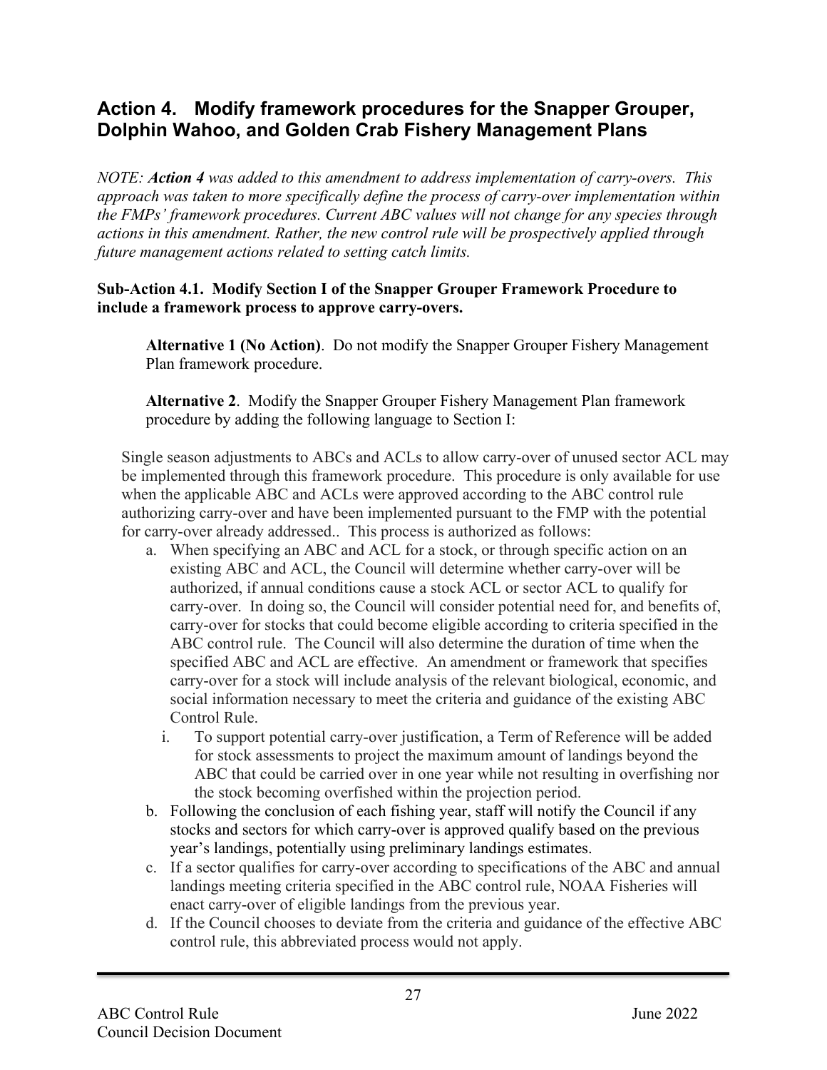## Action 4. Modify framework procedures for the Snapper Grouper, Dolphin Wahoo, and Golden Crab Fishery Management Plans

*NOTE: **Action 4** was added to this amendment to address implementation of carry-overs. This approach was taken to more specifically define the process of carry-over implementation within the FMPs' framework procedures. Current ABC values will not change for any species through actions in this amendment. Rather, the new control rule will be prospectively applied through future management actions related to setting catch limits.*

**Sub-Action 4.1. Modify Section I of the Snapper Grouper Framework Procedure to include a framework process to approve carry-overs.**

**Alternative 1 (No Action)**. Do not modify the Snapper Grouper Fishery Management Plan framework procedure.

**Alternative 2**. Modify the Snapper Grouper Fishery Management Plan framework procedure by adding the following language to Section I:

Single season adjustments to ABCs and ACLs to allow carry-over of unused sector ACL may be implemented through this framework procedure. This procedure is only available for use when the applicable ABC and ACLs were approved according to the ABC control rule authorizing carry-over and have been implemented pursuant to the FMP with the potential for carry-over already addressed.. This process is authorized as follows:

a. When specifying an ABC and ACL for a stock, or through specific action on an existing ABC and ACL, the Council will determine whether carry-over will be authorized, if annual conditions cause a stock ACL or sector ACL to qualify for carry-over. In doing so, the Council will consider potential need for, and benefits of, carry-over for stocks that could become eligible according to criteria specified in the ABC control rule. The Council will also determine the duration of time when the specified ABC and ACL are effective. An amendment or framework that specifies carry-over for a stock will include analysis of the relevant biological, economic, and social information necessary to meet the criteria and guidance of the existing ABC Control Rule.
   i. To support potential carry-over justification, a Term of Reference will be added for stock assessments to project the maximum amount of landings beyond the ABC that could be carried over in one year while not resulting in overfishing nor the stock becoming overfished within the projection period.
b. Following the conclusion of each fishing year, staff will notify the Council if any stocks and sectors for which carry-over is approved qualify based on the previous year's landings, potentially using preliminary landings estimates.
c. If a sector qualifies for carry-over according to specifications of the ABC and annual landings meeting criteria specified in the ABC control rule, NOAA Fisheries will enact carry-over of eligible landings from the previous year.
d. If the Council chooses to deviate from the criteria and guidance of the effective ABC control rule, this abbreviated process would not apply.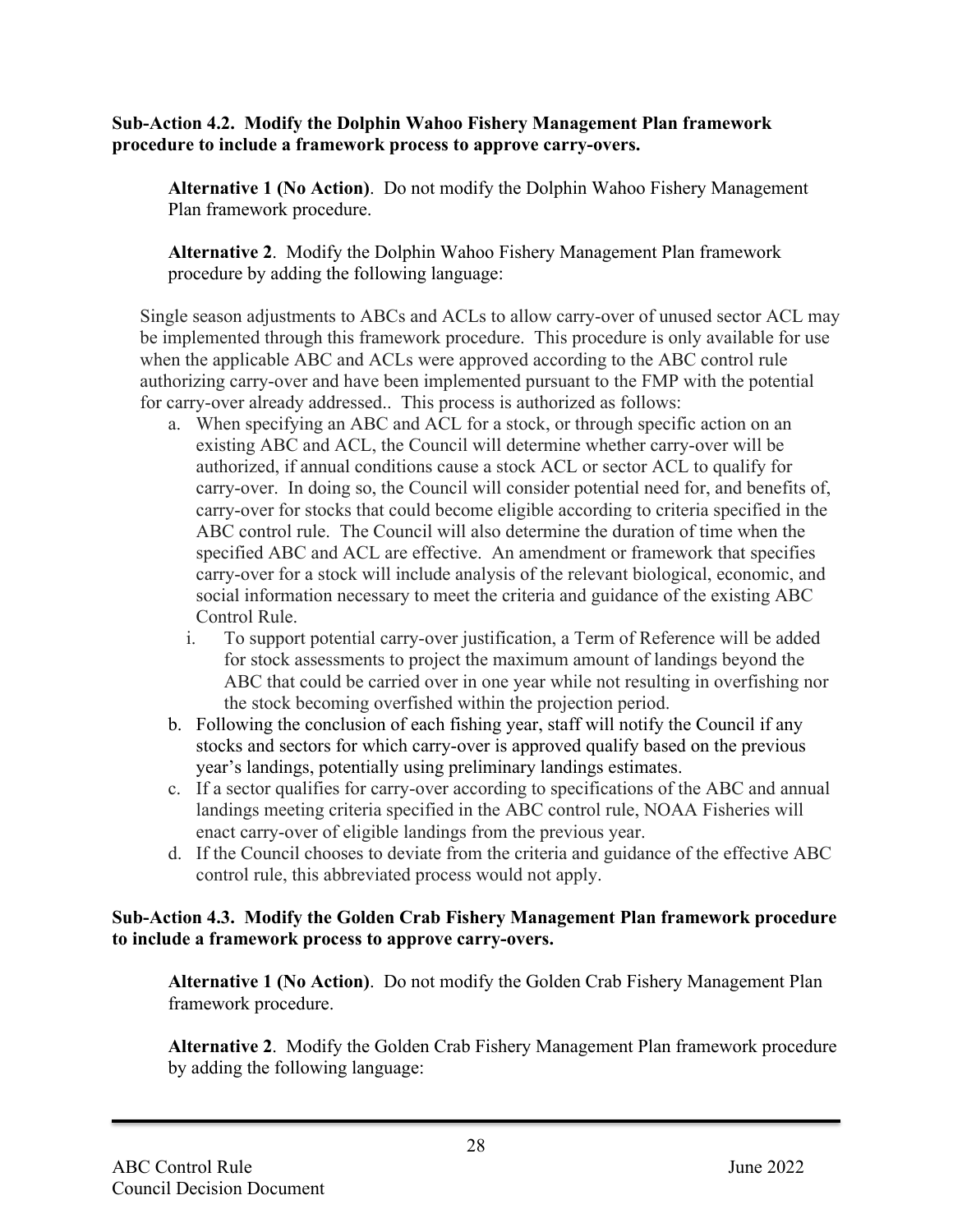**Sub-Action 4.2. Modify the Dolphin Wahoo Fishery Management Plan framework procedure to include a framework process to approve carry-overs.**

**Alternative 1 (No Action)**. Do not modify the Dolphin Wahoo Fishery Management Plan framework procedure.

**Alternative 2**. Modify the Dolphin Wahoo Fishery Management Plan framework procedure by adding the following language:

Single season adjustments to ABCs and ACLs to allow carry-over of unused sector ACL may be implemented through this framework procedure. This procedure is only available for use when the applicable ABC and ACLs were approved according to the ABC control rule authorizing carry-over and have been implemented pursuant to the FMP with the potential for carry-over already addressed.. This process is authorized as follows:

a. When specifying an ABC and ACL for a stock, or through specific action on an existing ABC and ACL, the Council will determine whether carry-over will be authorized, if annual conditions cause a stock ACL or sector ACL to qualify for carry-over. In doing so, the Council will consider potential need for, and benefits of, carry-over for stocks that could become eligible according to criteria specified in the ABC control rule. The Council will also determine the duration of time when the specified ABC and ACL are effective. An amendment or framework that specifies carry-over for a stock will include analysis of the relevant biological, economic, and social information necessary to meet the criteria and guidance of the existing ABC Control Rule.
   i. To support potential carry-over justification, a Term of Reference will be added for stock assessments to project the maximum amount of landings beyond the ABC that could be carried over in one year while not resulting in overfishing nor the stock becoming overfished within the projection period.
b. Following the conclusion of each fishing year, staff will notify the Council if any stocks and sectors for which carry-over is approved qualify based on the previous year's landings, potentially using preliminary landings estimates.
c. If a sector qualifies for carry-over according to specifications of the ABC and annual landings meeting criteria specified in the ABC control rule, NOAA Fisheries will enact carry-over of eligible landings from the previous year.
d. If the Council chooses to deviate from the criteria and guidance of the effective ABC control rule, this abbreviated process would not apply.

**Sub-Action 4.3. Modify the Golden Crab Fishery Management Plan framework procedure to include a framework process to approve carry-overs.**

**Alternative 1 (No Action)**. Do not modify the Golden Crab Fishery Management Plan framework procedure.

**Alternative 2**. Modify the Golden Crab Fishery Management Plan framework procedure by adding the following language: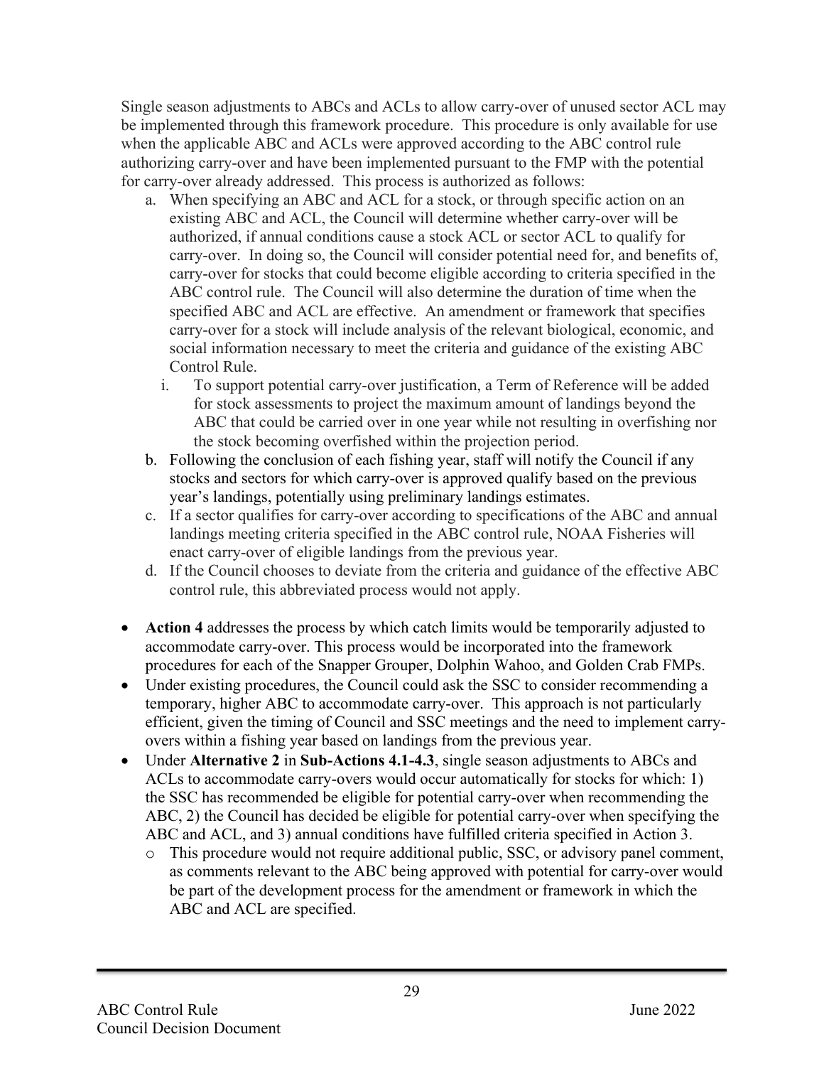Single season adjustments to ABCs and ACLs to allow carry-over of unused sector ACL may be implemented through this framework procedure. This procedure is only available for use when the applicable ABC and ACLs were approved according to the ABC control rule authorizing carry-over and have been implemented pursuant to the FMP with the potential for carry-over already addressed. This process is authorized as follows:

a. When specifying an ABC and ACL for a stock, or through specific action on an existing ABC and ACL, the Council will determine whether carry-over will be authorized, if annual conditions cause a stock ACL or sector ACL to qualify for carry-over. In doing so, the Council will consider potential need for, and benefits of, carry-over for stocks that could become eligible according to criteria specified in the ABC control rule. The Council will also determine the duration of time when the specified ABC and ACL are effective. An amendment or framework that specifies carry-over for a stock will include analysis of the relevant biological, economic, and social information necessary to meet the criteria and guidance of the existing ABC Control Rule.
   i. To support potential carry-over justification, a Term of Reference will be added for stock assessments to project the maximum amount of landings beyond the ABC that could be carried over in one year while not resulting in overfishing nor the stock becoming overfished within the projection period.
b. Following the conclusion of each fishing year, staff will notify the Council if any stocks and sectors for which carry-over is approved qualify based on the previous year's landings, potentially using preliminary landings estimates.
c. If a sector qualifies for carry-over according to specifications of the ABC and annual landings meeting criteria specified in the ABC control rule, NOAA Fisheries will enact carry-over of eligible landings from the previous year.
d. If the Council chooses to deviate from the criteria and guidance of the effective ABC control rule, this abbreviated process would not apply.

- **Action 4** addresses the process by which catch limits would be temporarily adjusted to accommodate carry-over. This process would be incorporated into the framework procedures for each of the Snapper Grouper, Dolphin Wahoo, and Golden Crab FMPs.
- Under existing procedures, the Council could ask the SSC to consider recommending a temporary, higher ABC to accommodate carry-over. This approach is not particularly efficient, given the timing of Council and SSC meetings and the need to implement carry-overs within a fishing year based on landings from the previous year.
- Under **Alternative 2** in **Sub-Actions 4.1-4.3**, single season adjustments to ABCs and ACLs to accommodate carry-overs would occur automatically for stocks for which: 1) the SSC has recommended be eligible for potential carry-over when recommending the ABC, 2) the Council has decided be eligible for potential carry-over when specifying the ABC and ACL, and 3) annual conditions have fulfilled criteria specified in Action 3.
  - This procedure would not require additional public, SSC, or advisory panel comment, as comments relevant to the ABC being approved with potential for carry-over would be part of the development process for the amendment or framework in which the ABC and ACL are specified.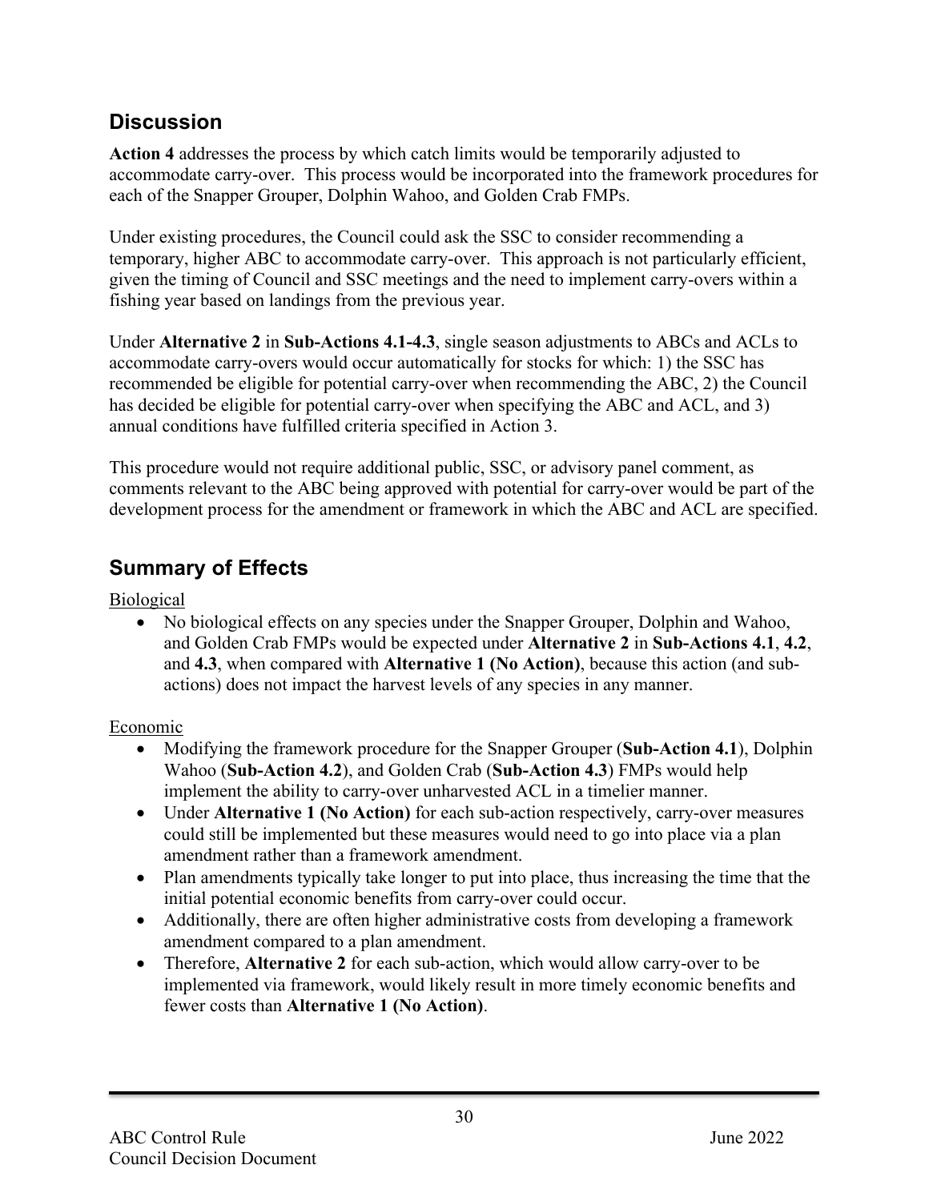## Discussion

**Action 4** addresses the process by which catch limits would be temporarily adjusted to accommodate carry-over. This process would be incorporated into the framework procedures for each of the Snapper Grouper, Dolphin Wahoo, and Golden Crab FMPs.

Under existing procedures, the Council could ask the SSC to consider recommending a temporary, higher ABC to accommodate carry-over. This approach is not particularly efficient, given the timing of Council and SSC meetings and the need to implement carry-overs within a fishing year based on landings from the previous year.

Under **Alternative 2** in **Sub-Actions 4.1-4.3**, single season adjustments to ABCs and ACLs to accommodate carry-overs would occur automatically for stocks for which: 1) the SSC has recommended be eligible for potential carry-over when recommending the ABC, 2) the Council has decided be eligible for potential carry-over when specifying the ABC and ACL, and 3) annual conditions have fulfilled criteria specified in Action 3.

This procedure would not require additional public, SSC, or advisory panel comment, as comments relevant to the ABC being approved with potential for carry-over would be part of the development process for the amendment or framework in which the ABC and ACL are specified.

## Summary of Effects

<u>Biological</u>

- No biological effects on any species under the Snapper Grouper, Dolphin and Wahoo, and Golden Crab FMPs would be expected under **Alternative 2** in **Sub-Actions 4.1**, **4.2**, and **4.3**, when compared with **Alternative 1 (No Action)**, because this action (and sub-actions) does not impact the harvest levels of any species in any manner.

<u>Economic</u>

- Modifying the framework procedure for the Snapper Grouper (**Sub-Action 4.1**), Dolphin Wahoo (**Sub-Action 4.2**), and Golden Crab (**Sub-Action 4.3**) FMPs would help implement the ability to carry-over unharvested ACL in a timelier manner.
- Under **Alternative 1 (No Action)** for each sub-action respectively, carry-over measures could still be implemented but these measures would need to go into place via a plan amendment rather than a framework amendment.
- Plan amendments typically take longer to put into place, thus increasing the time that the initial potential economic benefits from carry-over could occur.
- Additionally, there are often higher administrative costs from developing a framework amendment compared to a plan amendment.
- Therefore, **Alternative 2** for each sub-action, which would allow carry-over to be implemented via framework, would likely result in more timely economic benefits and fewer costs than **Alternative 1 (No Action)**.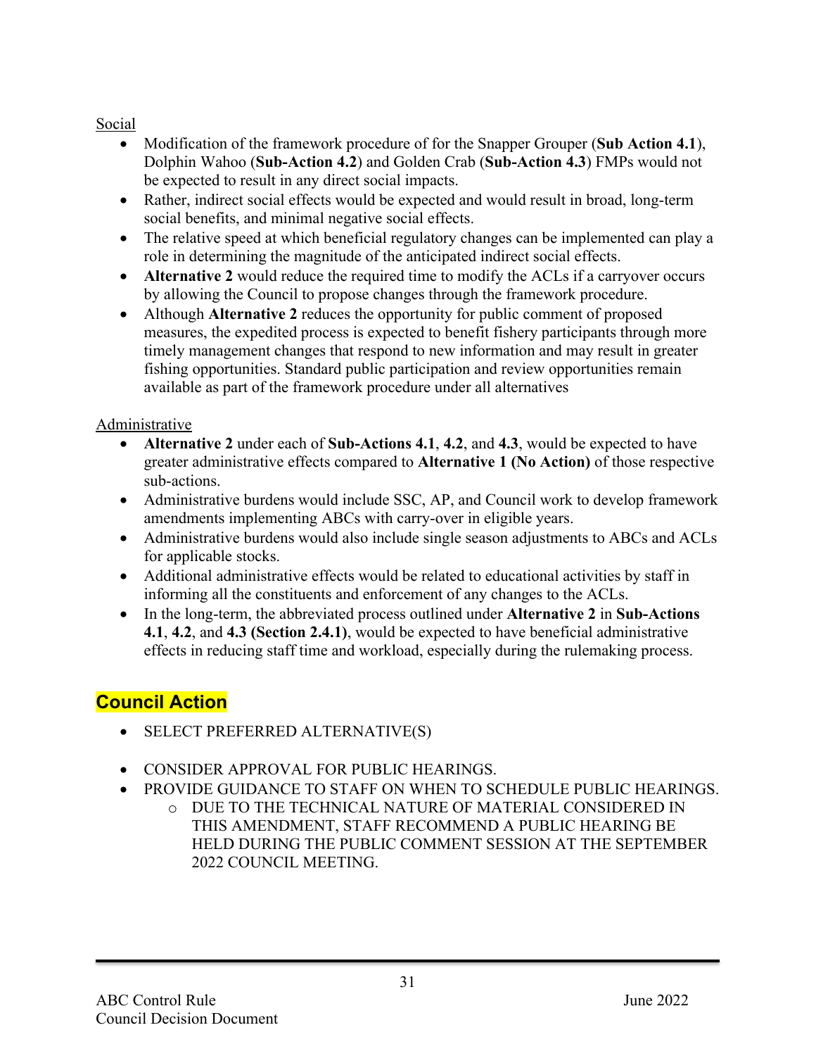Social

- Modification of the framework procedure of for the Snapper Grouper (**Sub Action 4.1**), Dolphin Wahoo (**Sub-Action 4.2**) and Golden Crab (**Sub-Action 4.3**) FMPs would not be expected to result in any direct social impacts.
- Rather, indirect social effects would be expected and would result in broad, long-term social benefits, and minimal negative social effects.
- The relative speed at which beneficial regulatory changes can be implemented can play a role in determining the magnitude of the anticipated indirect social effects.
- **Alternative 2** would reduce the required time to modify the ACLs if a carryover occurs by allowing the Council to propose changes through the framework procedure.
- Although **Alternative 2** reduces the opportunity for public comment of proposed measures, the expedited process is expected to benefit fishery participants through more timely management changes that respond to new information and may result in greater fishing opportunities. Standard public participation and review opportunities remain available as part of the framework procedure under all alternatives

Administrative

- **Alternative 2** under each of **Sub-Actions 4.1**, **4.2**, and **4.3**, would be expected to have greater administrative effects compared to **Alternative 1 (No Action)** of those respective sub-actions.
- Administrative burdens would include SSC, AP, and Council work to develop framework amendments implementing ABCs with carry-over in eligible years.
- Administrative burdens would also include single season adjustments to ABCs and ACLs for applicable stocks.
- Additional administrative effects would be related to educational activities by staff in informing all the constituents and enforcement of any changes to the ACLs.
- In the long-term, the abbreviated process outlined under **Alternative 2** in **Sub-Actions 4.1**, **4.2**, and **4.3 (Section 2.4.1)**, would be expected to have beneficial administrative effects in reducing staff time and workload, especially during the rulemaking process.

## Council Action

- SELECT PREFERRED ALTERNATIVE(S)
- CONSIDER APPROVAL FOR PUBLIC HEARINGS.
- PROVIDE GUIDANCE TO STAFF ON WHEN TO SCHEDULE PUBLIC HEARINGS.
  - DUE TO THE TECHNICAL NATURE OF MATERIAL CONSIDERED IN THIS AMENDMENT, STAFF RECOMMEND A PUBLIC HEARING BE HELD DURING THE PUBLIC COMMENT SESSION AT THE SEPTEMBER 2022 COUNCIL MEETING.